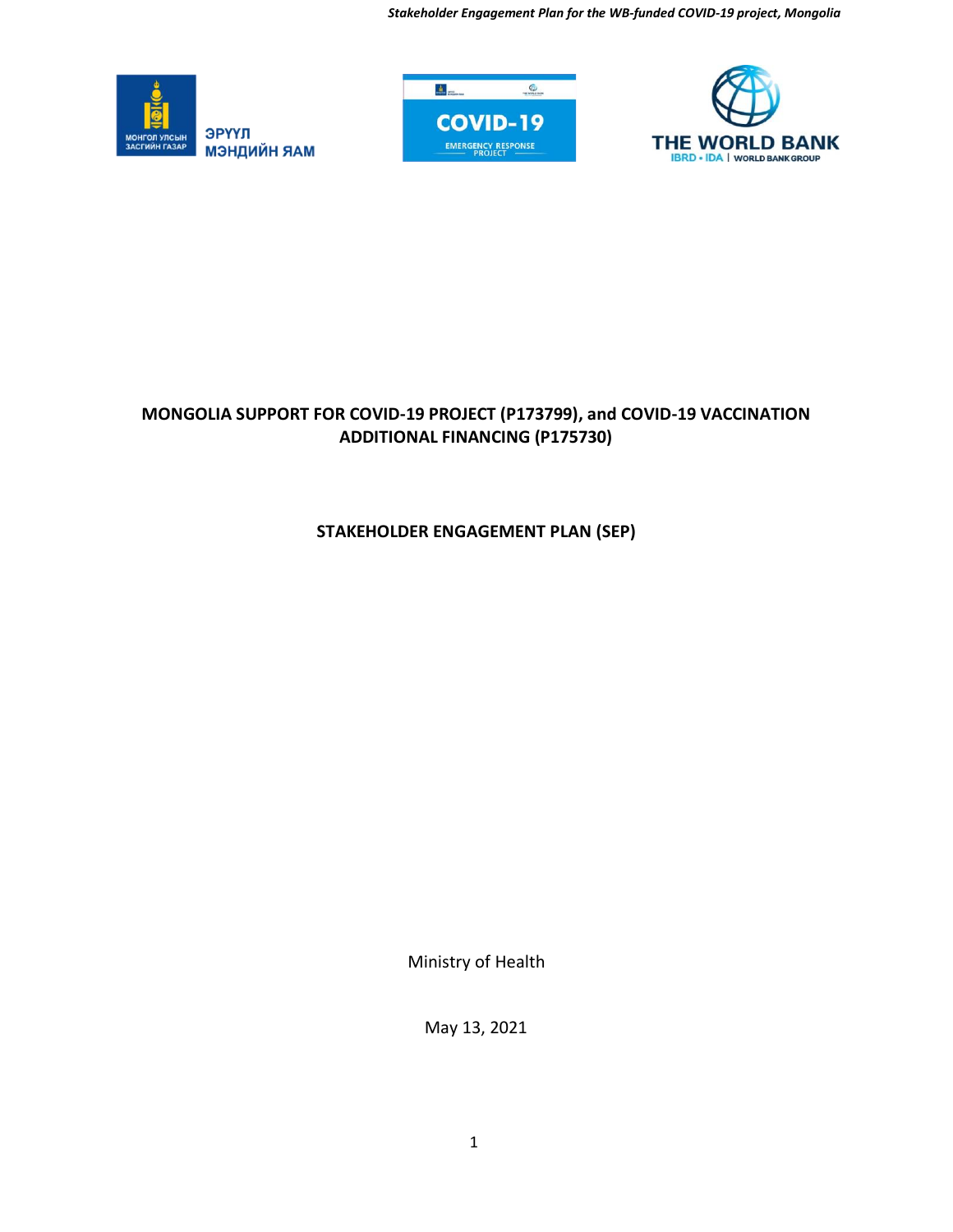# MONGOLIA SUPPORT FOR COVID-19 PROJECT (P173799), and COVID-19 VACCINATION ADDITIONAL FINANCING (P175730)

## STAKEHOLDER ENGAGEMENT PLAN (SEP)

Ministry of Health

May 13, 2021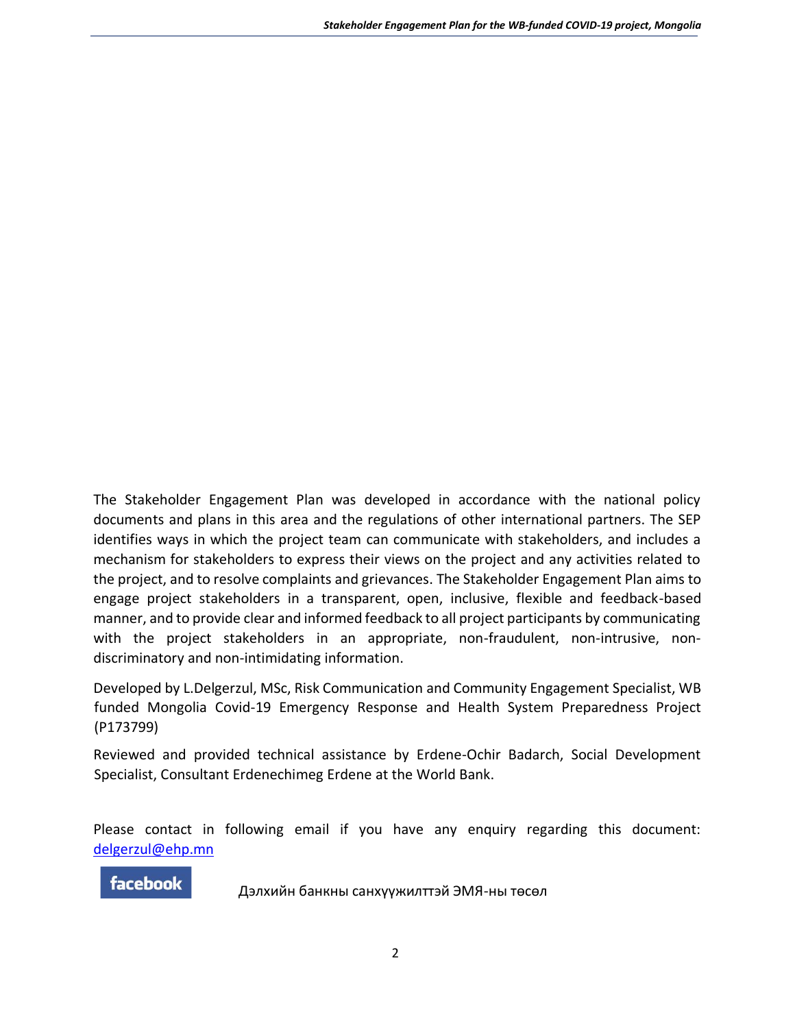The Stakeholder Engagement Plan was developed in accordance with the national policy documents and plans in this area and the regulations of other international partners. The SEP identifies ways in which the project team can communicate with stakeholders, and includes a mechanism for stakeholders to express their views on the project and any activities related to the project, and to resolve complaints and grievances. The Stakeholder Engagement Plan aims to engage project stakeholders in a transparent, open, inclusive, flexible and feedback-based manner, and to provide clear and informed feedback to all project participants by communicating with the project stakeholders in an appropriate, non-fraudulent, non-intrusive, non-discriminatory and non-intimidating information.

Developed by L.Delgerzul, MSc, Risk Communication and Community Engagement Specialist, WB funded Mongolia Covid-19 Emergency Response and Health System Preparedness Project (P173799)

Reviewed and provided technical assistance by Erdene-Ochir Badarch, Social Development Specialist, Consultant Erdenechimeg Erdene at the World Bank.

Please contact in following email if you have any enquiry regarding this document: delgerzul@ehp.mn

facebook Дэлхийн банкны санхүүжилттэй ЭМЯ-ны төсөл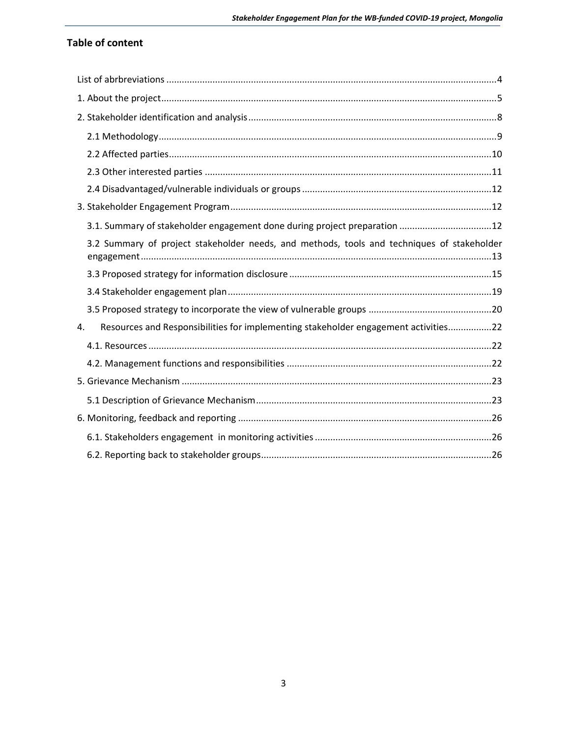## Table of content

- List of abrbreviations ....4
- 1. About the project....5
- 2. Stakeholder identification and analysis....8
  - 2.1 Methodology....9
  - 2.2 Affected parties....10
  - 2.3 Other interested parties ....11
  - 2.4 Disadvantaged/vulnerable individuals or groups ....12
- 3. Stakeholder Engagement Program....12
  - 3.1. Summary of stakeholder engagement done during project preparation ....12
  - 3.2 Summary of project stakeholder needs, and methods, tools and techniques of stakeholder engagement....13
  - 3.3 Proposed strategy for information disclosure ....15
  - 3.4 Stakeholder engagement plan....19
  - 3.5 Proposed strategy to incorporate the view of vulnerable groups ....20
- 4. Resources and Responsibilities for implementing stakeholder engagement activities....22
  - 4.1. Resources ....22
  - 4.2. Management functions and responsibilities ....22
- 5. Grievance Mechanism ....23
  - 5.1 Description of Grievance Mechanism....23
- 6. Monitoring, feedback and reporting ....26
  - 6.1. Stakeholders engagement in monitoring activities ....26
  - 6.2. Reporting back to stakeholder groups....26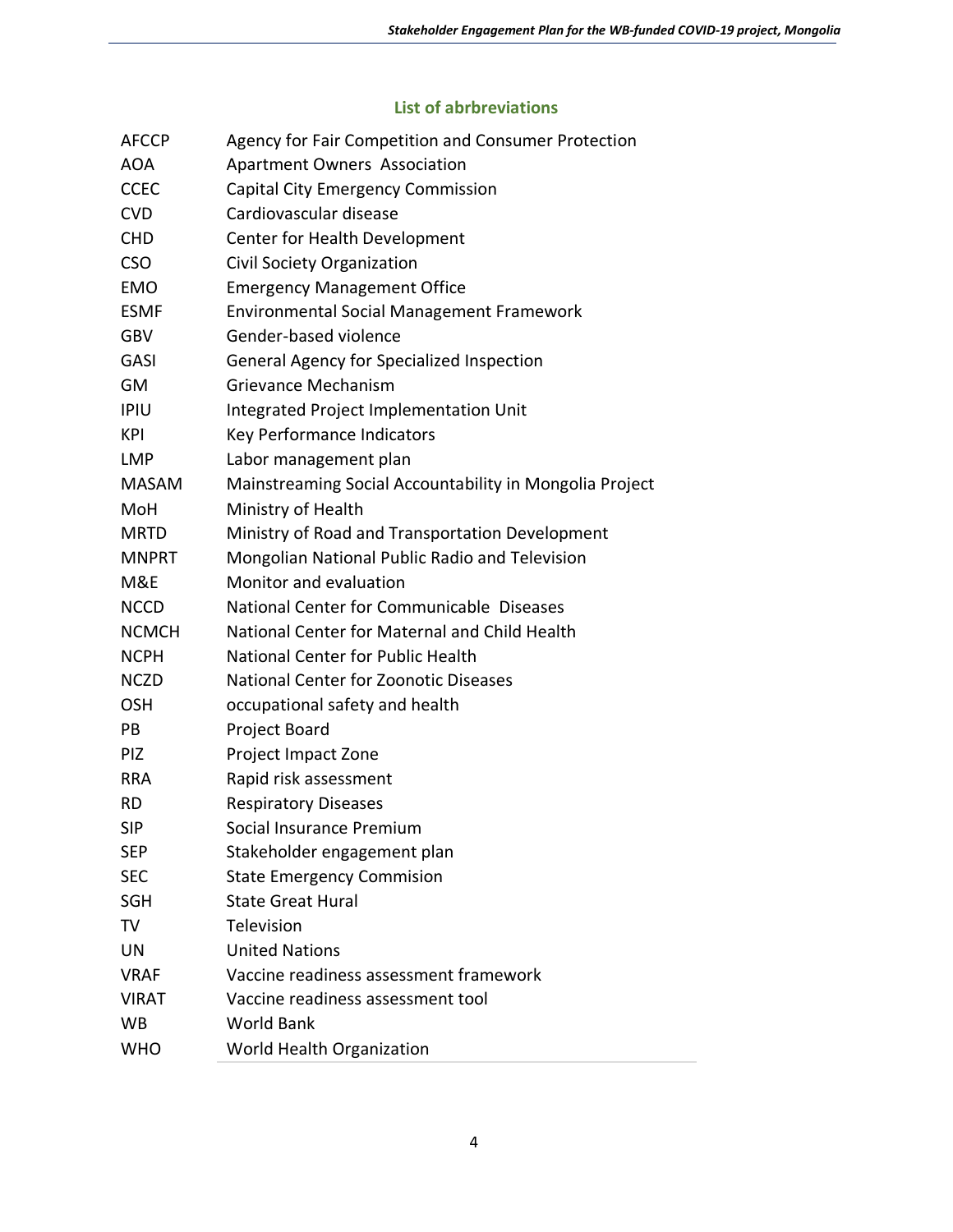## List of abrbreviations

| | |
|---|---|
| AFCCP | Agency for Fair Competition and Consumer Protection |
| AOA | Apartment Owners Association |
| CCEC | Capital City Emergency Commission |
| CVD | Cardiovascular disease |
| CHD | Center for Health Development |
| CSO | Civil Society Organization |
| EMO | Emergency Management Office |
| ESMF | Environmental Social Management Framework |
| GBV | Gender-based violence |
| GASI | General Agency for Specialized Inspection |
| GM | Grievance Mechanism |
| IPIU | Integrated Project Implementation Unit |
| KPI | Key Performance Indicators |
| LMP | Labor management plan |
| MASAM | Mainstreaming Social Accountability in Mongolia Project |
| MoH | Ministry of Health |
| MRTD | Ministry of Road and Transportation Development |
| MNPRT | Mongolian National Public Radio and Television |
| M&E | Monitor and evaluation |
| NCCD | National Center for Communicable Diseases |
| NCMCH | National Center for Maternal and Child Health |
| NCPH | National Center for Public Health |
| NCZD | National Center for Zoonotic Diseases |
| OSH | occupational safety and health |
| PB | Project Board |
| PIZ | Project Impact Zone |
| RRA | Rapid risk assessment |
| RD | Respiratory Diseases |
| SIP | Social Insurance Premium |
| SEP | Stakeholder engagement plan |
| SEC | State Emergency Commision |
| SGH | State Great Hural |
| TV | Television |
| UN | United Nations |
| VRAF | Vaccine readiness assessment framework |
| VIRAT | Vaccine readiness assessment tool |
| WB | World Bank |
| WHO | World Health Organization |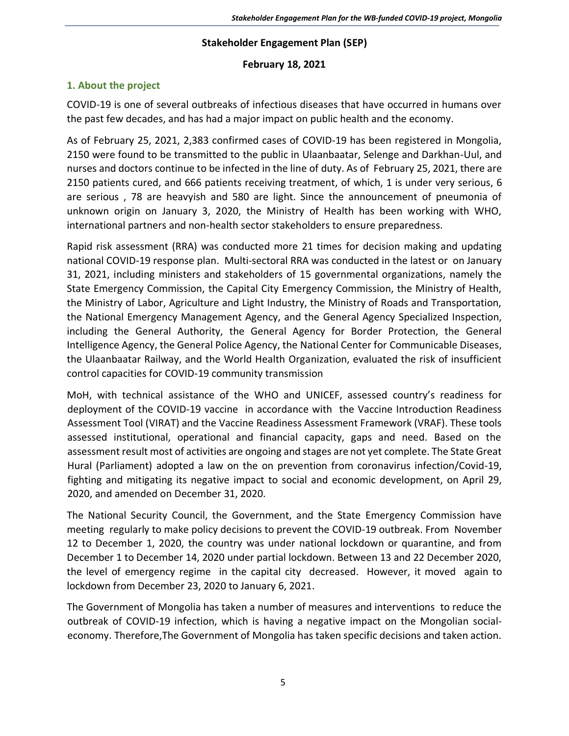**Stakeholder Engagement Plan (SEP)**

**February 18, 2021**

## 1. About the project

COVID-19 is one of several outbreaks of infectious diseases that have occurred in humans over the past few decades, and has had a major impact on public health and the economy.

As of February 25, 2021, 2,383 confirmed cases of COVID-19 has been registered in Mongolia, 2150 were found to be transmitted to the public in Ulaanbaatar, Selenge and Darkhan-Uul, and nurses and doctors continue to be infected in the line of duty. As of February 25, 2021, there are 2150 patients cured, and 666 patients receiving treatment, of which, 1 is under very serious, 6 are serious , 78 are heavyish and 580 are light. Since the announcement of pneumonia of unknown origin on January 3, 2020, the Ministry of Health has been working with WHO, international partners and non-health sector stakeholders to ensure preparedness.

Rapid risk assessment (RRA) was conducted more 21 times for decision making and updating national COVID-19 response plan. Multi-sectoral RRA was conducted in the latest or on January 31, 2021, including ministers and stakeholders of 15 governmental organizations, namely the State Emergency Commission, the Capital City Emergency Commission, the Ministry of Health, the Ministry of Labor, Agriculture and Light Industry, the Ministry of Roads and Transportation, the National Emergency Management Agency, and the General Agency Specialized Inspection, including the General Authority, the General Agency for Border Protection, the General Intelligence Agency, the General Police Agency, the National Center for Communicable Diseases, the Ulaanbaatar Railway, and the World Health Organization, evaluated the risk of insufficient control capacities for COVID-19 community transmission

MoH, with technical assistance of the WHO and UNICEF, assessed country's readiness for deployment of the COVID-19 vaccine in accordance with the Vaccine Introduction Readiness Assessment Tool (VIRAT) and the Vaccine Readiness Assessment Framework (VRAF). These tools assessed institutional, operational and financial capacity, gaps and need. Based on the assessment result most of activities are ongoing and stages are not yet complete. The State Great Hural (Parliament) adopted a law on the on prevention from coronavirus infection/Covid-19, fighting and mitigating its negative impact to social and economic development, on April 29, 2020, and amended on December 31, 2020.

The National Security Council, the Government, and the State Emergency Commission have meeting regularly to make policy decisions to prevent the COVID-19 outbreak. From November 12 to December 1, 2020, the country was under national lockdown or quarantine, and from December 1 to December 14, 2020 under partial lockdown. Between 13 and 22 December 2020, the level of emergency regime in the capital city decreased. However, it moved again to lockdown from December 23, 2020 to January 6, 2021.

The Government of Mongolia has taken a number of measures and interventions to reduce the outbreak of COVID-19 infection, which is having a negative impact on the Mongolian social-economy. Therefore,The Government of Mongolia has taken specific decisions and taken action.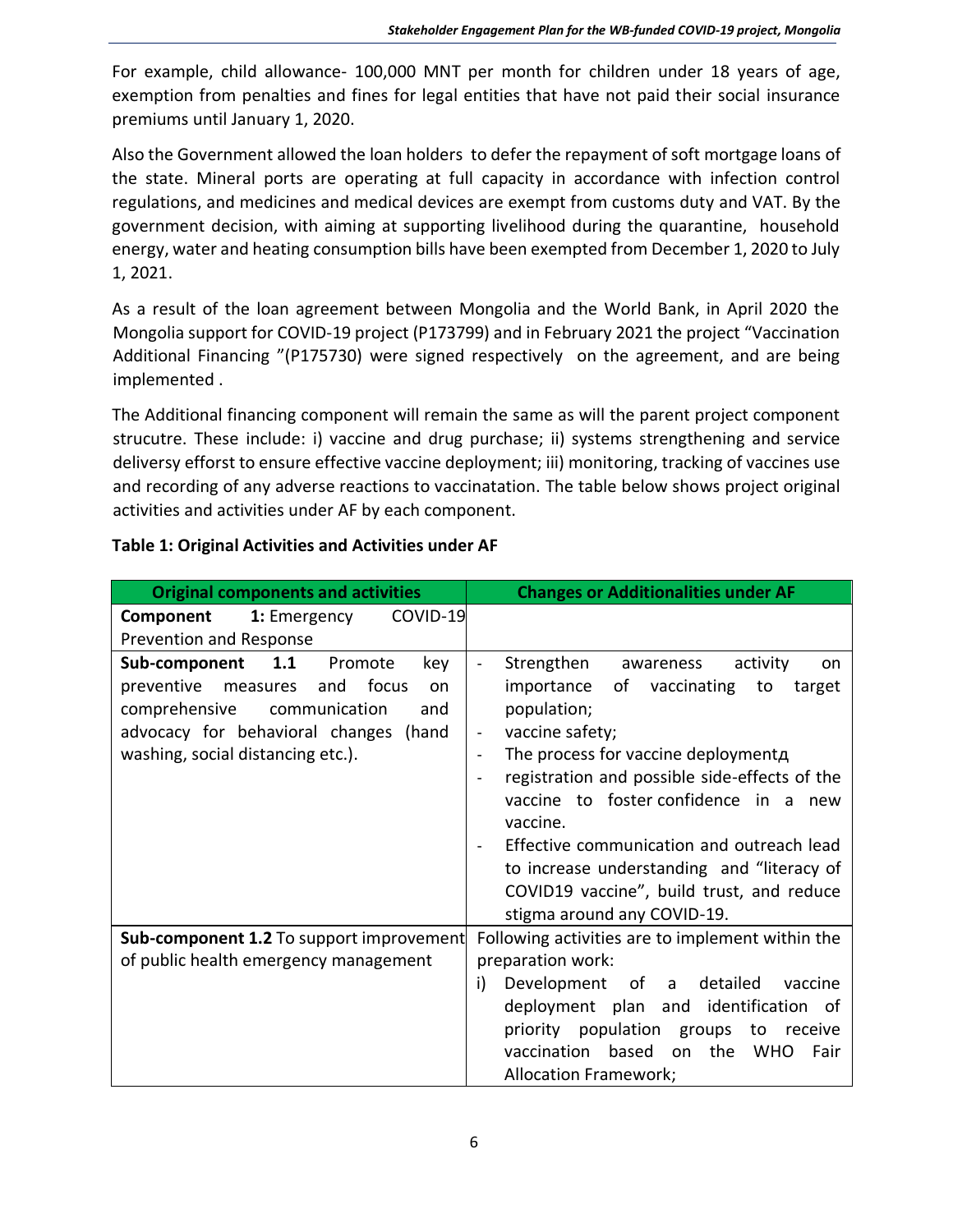For example, child allowance- 100,000 MNT per month for children under 18 years of age, exemption from penalties and fines for legal entities that have not paid their social insurance premiums until January 1, 2020.

Also the Government allowed the loan holders to defer the repayment of soft mortgage loans of the state. Mineral ports are operating at full capacity in accordance with infection control regulations, and medicines and medical devices are exempt from customs duty and VAT. By the government decision, with aiming at supporting livelihood during the quarantine, household energy, water and heating consumption bills have been exempted from December 1, 2020 to July 1, 2021.

As a result of the loan agreement between Mongolia and the World Bank, in April 2020 the Mongolia support for COVID-19 project (P173799) and in February 2021 the project "Vaccination Additional Financing "(P175730) were signed respectively on the agreement, and are being implemented .

The Additional financing component will remain the same as will the parent project component strucutre. These include: i) vaccine and drug purchase; ii) systems strengthening and service deliversy efforst to ensure effective vaccine deployment; iii) monitoring, tracking of vaccines use and recording of any adverse reactions to vaccinatation. The table below shows project original activities and activities under AF by each component.

**Table 1: Original Activities and Activities under AF**

| Original components and activities | Changes or Additionalities under AF |
|---|---|
| **Component 1:** Emergency COVID-19 Prevention and Response | |
| **Sub-component 1.1** Promote key preventive measures and focus on comprehensive communication and advocacy for behavioral changes (hand washing, social distancing etc.). | - Strengthen awareness activity on importance of vaccinating to target population;<br>- vaccine safety;<br>- The process for vaccine deploymentд<br>- registration and possible side-effects of the vaccine to foster confidence in a new vaccine.<br>- Effective communication and outreach lead to increase understanding and "literacy of COVID19 vaccine", build trust, and reduce stigma around any COVID-19. |
| **Sub-component 1.2** To support improvement of public health emergency management | Following activities are to implement within the preparation work:<br>i) Development of a detailed vaccine deployment plan and identification of priority population groups to receive vaccination based on the WHO Fair Allocation Framework; |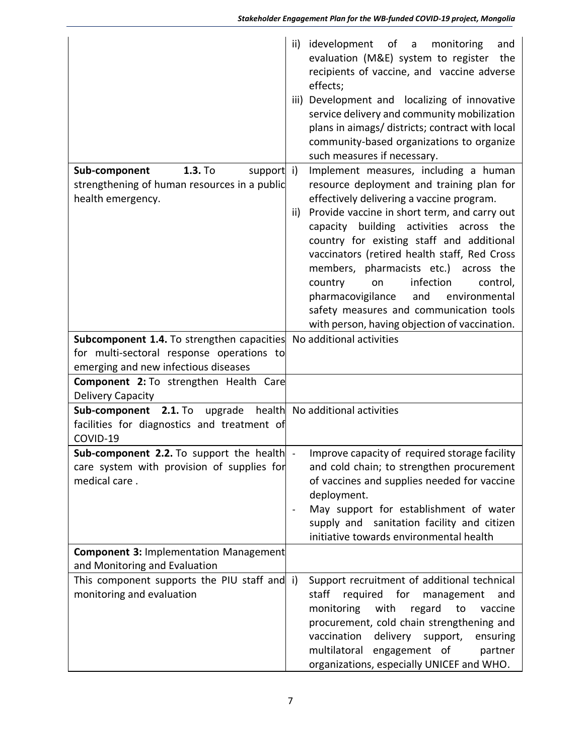| | |
|---|---|
| | ii) idevelopment of a monitoring and evaluation (M&E) system to register the recipients of vaccine, and vaccine adverse effects;<br>iii) Development and localizing of innovative service delivery and community mobilization plans in aimags/ districts; contract with local community-based organizations to organize such measures if necessary. |
| **Sub-component 1.3.** To support strengthening of human resources in a public health emergency. | i) Implement measures, including a human resource deployment and training plan for effectively delivering a vaccine program.<br>ii) Provide vaccine in short term, and carry out capacity building activities across the country for existing staff and additional vaccinators (retired health staff, Red Cross members, pharmacists etc.) across the country on infection control, pharmacovigilance and environmental safety measures and communication tools with person, having objection of vaccination. |
| **Subcomponent 1.4.** To strengthen capacities for multi-sectoral response operations to emerging and new infectious diseases | No additional activities |
| **Component 2:** To strengthen Health Care Delivery Capacity | |
| **Sub-component 2.1.** To upgrade health facilities for diagnostics and treatment of COVID-19 | No additional activities |
| **Sub-component 2.2.** To support the health care system with provision of supplies for medical care . | - Improve capacity of required storage facility and cold chain; to strengthen procurement of vaccines and supplies needed for vaccine deployment.<br>- May support for establishment of water supply and sanitation facility and citizen initiative towards environmental health |
| **Component 3:** Implementation Management and Monitoring and Evaluation | |
| This component supports the PIU staff and monitoring and evaluation | i) Support recruitment of additional technical staff required for management and monitoring with regard to vaccine procurement, cold chain strengthening and vaccination delivery support, ensuring multilatoral engagement of partner organizations, especially UNICEF and WHO. |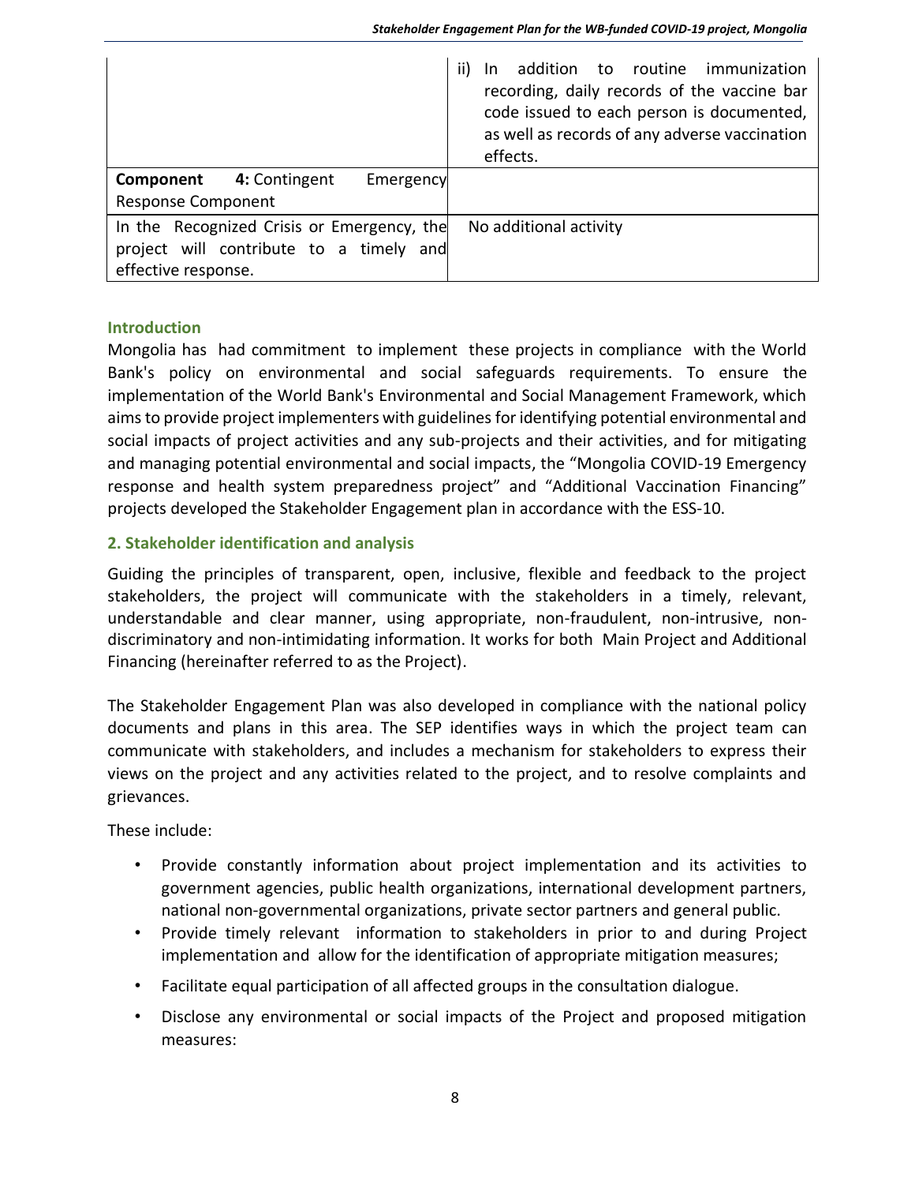| | |
|---|---|
| | ii) In addition to routine immunization recording, daily records of the vaccine bar code issued to each person is documented, as well as records of any adverse vaccination effects. |
| **Component 4:** Contingent Emergency Response Component | |
| In the Recognized Crisis or Emergency, the project will contribute to a timely and effective response. | No additional activity |

## Introduction

Mongolia has had commitment to implement these projects in compliance with the World Bank's policy on environmental and social safeguards requirements. To ensure the implementation of the World Bank's Environmental and Social Management Framework, which aims to provide project implementers with guidelines for identifying potential environmental and social impacts of project activities and any sub-projects and their activities, and for mitigating and managing potential environmental and social impacts, the "Mongolia COVID-19 Emergency response and health system preparedness project" and "Additional Vaccination Financing" projects developed the Stakeholder Engagement plan in accordance with the ESS-10.

## 2. Stakeholder identification and analysis

Guiding the principles of transparent, open, inclusive, flexible and feedback to the project stakeholders, the project will communicate with the stakeholders in a timely, relevant, understandable and clear manner, using appropriate, non-fraudulent, non-intrusive, non-discriminatory and non-intimidating information. It works for both Main Project and Additional Financing (hereinafter referred to as the Project).

The Stakeholder Engagement Plan was also developed in compliance with the national policy documents and plans in this area. The SEP identifies ways in which the project team can communicate with stakeholders, and includes a mechanism for stakeholders to express their views on the project and any activities related to the project, and to resolve complaints and grievances.

These include:

- Provide constantly information about project implementation and its activities to government agencies, public health organizations, international development partners, national non-governmental organizations, private sector partners and general public.
- Provide timely relevant information to stakeholders in prior to and during Project implementation and allow for the identification of appropriate mitigation measures;
- Facilitate equal participation of all affected groups in the consultation dialogue.
- Disclose any environmental or social impacts of the Project and proposed mitigation measures: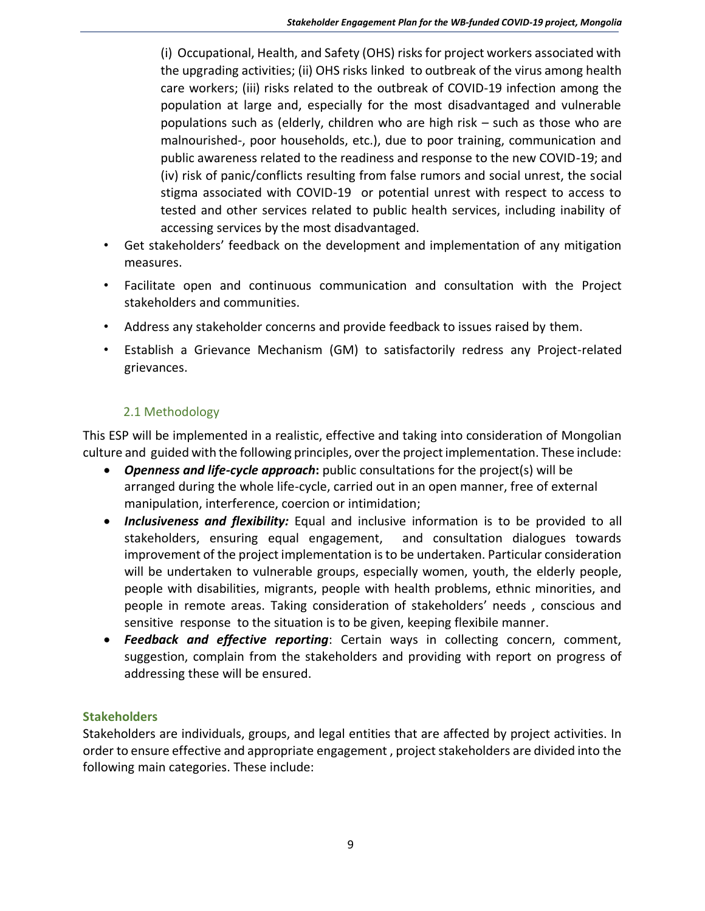(i) Occupational, Health, and Safety (OHS) risks for project workers associated with the upgrading activities; (ii) OHS risks linked to outbreak of the virus among health care workers; (iii) risks related to the outbreak of COVID-19 infection among the population at large and, especially for the most disadvantaged and vulnerable populations such as (elderly, children who are high risk – such as those who are malnourished-, poor households, etc.), due to poor training, communication and public awareness related to the readiness and response to the new COVID-19; and (iv) risk of panic/conflicts resulting from false rumors and social unrest, the social stigma associated with COVID-19 or potential unrest with respect to access to tested and other services related to public health services, including inability of accessing services by the most disadvantaged.

- Get stakeholders' feedback on the development and implementation of any mitigation measures.
- Facilitate open and continuous communication and consultation with the Project stakeholders and communities.
- Address any stakeholder concerns and provide feedback to issues raised by them.
- Establish a Grievance Mechanism (GM) to satisfactorily redress any Project-related grievances.

## 2.1 Methodology

This ESP will be implemented in a realistic, effective and taking into consideration of Mongolian culture and guided with the following principles, over the project implementation. These include:

- ***Openness and life-cycle approach*****:** public consultations for the project(s) will be arranged during the whole life-cycle, carried out in an open manner, free of external manipulation, interference, coercion or intimidation;
- ***Inclusiveness and flexibility:*** Equal and inclusive information is to be provided to all stakeholders, ensuring equal engagement, and consultation dialogues towards improvement of the project implementation is to be undertaken. Particular consideration will be undertaken to vulnerable groups, especially women, youth, the elderly people, people with disabilities, migrants, people with health problems, ethnic minorities, and people in remote areas. Taking consideration of stakeholders' needs , conscious and sensitive response to the situation is to be given, keeping flexibile manner.
- ***Feedback and effective reporting***: Certain ways in collecting concern, comment, suggestion, complain from the stakeholders and providing with report on progress of addressing these will be ensured.

### Stakeholders

Stakeholders are individuals, groups, and legal entities that are affected by project activities. In order to ensure effective and appropriate engagement , project stakeholders are divided into the following main categories. These include: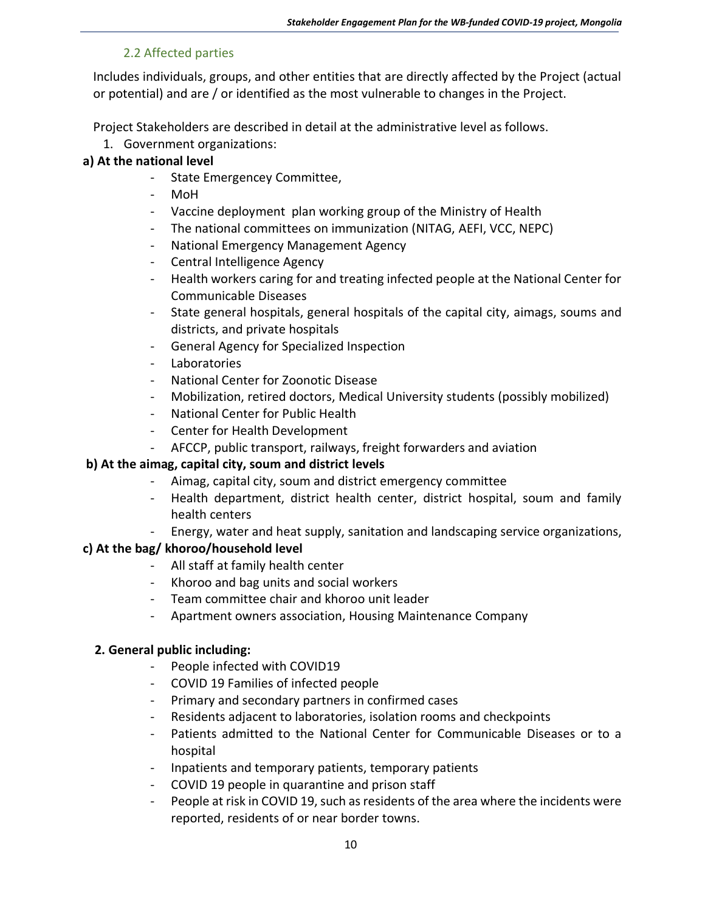### 2.2 Affected parties

Includes individuals, groups, and other entities that are directly affected by the Project (actual or potential) and are / or identified as the most vulnerable to changes in the Project.

Project Stakeholders are described in detail at the administrative level as follows.

1. Government organizations:

**a) At the national level**

- State Emergencey Committee,
- MoH
- Vaccine deployment plan working group of the Ministry of Health
- The national committees on immunization (NITAG, AEFI, VCC, NEPC)
- National Emergency Management Agency
- Central Intelligence Agency
- Health workers caring for and treating infected people at the National Center for Communicable Diseases
- State general hospitals, general hospitals of the capital city, aimags, soums and districts, and private hospitals
- General Agency for Specialized Inspection
- Laboratories
- National Center for Zoonotic Disease
- Mobilization, retired doctors, Medical University students (possibly mobilized)
- National Center for Public Health
- Center for Health Development
- AFCCP, public transport, railways, freight forwarders and aviation

**b) At the aimag, capital city, soum and district levels**

- Aimag, capital city, soum and district emergency committee
- Health department, district health center, district hospital, soum and family health centers
- Energy, water and heat supply, sanitation and landscaping service organizations,

**c) At the bag/ khoroo/household level**

- All staff at family health center
- Khoroo and bag units and social workers
- Team committee chair and khoroo unit leader
- Apartment owners association, Housing Maintenance Company

**2. General public including:**

- People infected with COVID19
- COVID 19 Families of infected people
- Primary and secondary partners in confirmed cases
- Residents adjacent to laboratories, isolation rooms and checkpoints
- Patients admitted to the National Center for Communicable Diseases or to a hospital
- Inpatients and temporary patients, temporary patients
- COVID 19 people in quarantine and prison staff
- People at risk in COVID 19, such as residents of the area where the incidents were reported, residents of or near border towns.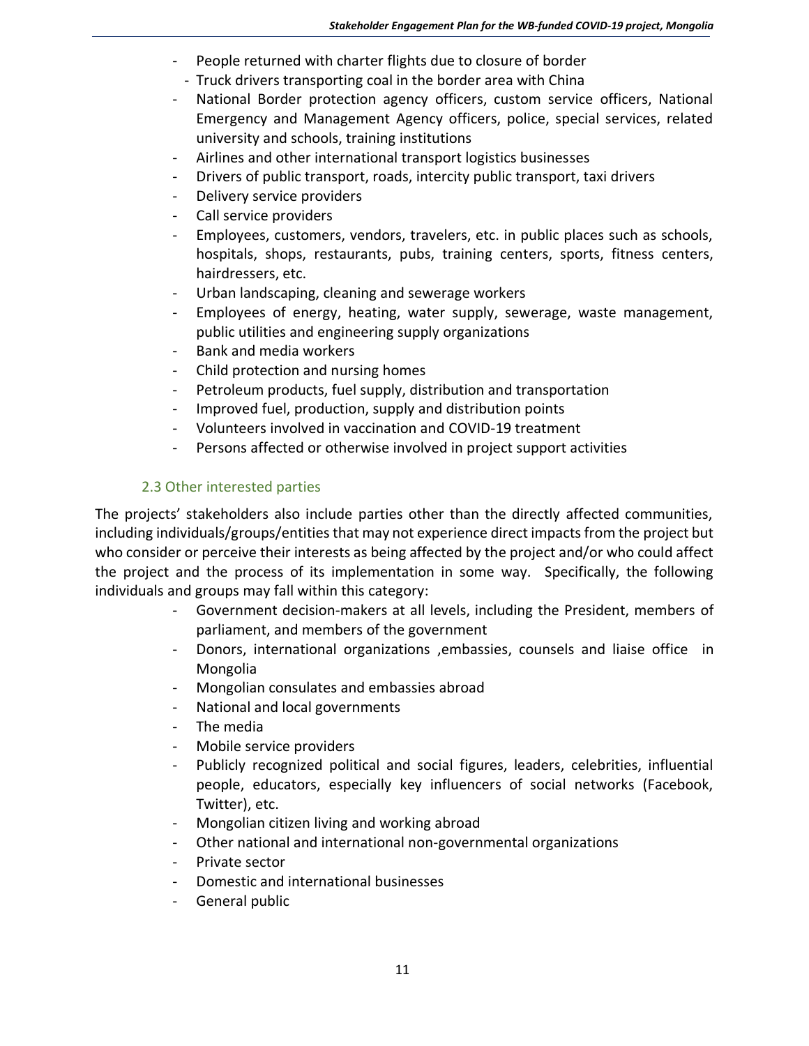- People returned with charter flights due to closure of border
- Truck drivers transporting coal in the border area with China
- National Border protection agency officers, custom service officers, National Emergency and Management Agency officers, police, special services, related university and schools, training institutions
- Airlines and other international transport logistics businesses
- Drivers of public transport, roads, intercity public transport, taxi drivers
- Delivery service providers
- Call service providers
- Employees, customers, vendors, travelers, etc. in public places such as schools, hospitals, shops, restaurants, pubs, training centers, sports, fitness centers, hairdressers, etc.
- Urban landscaping, cleaning and sewerage workers
- Employees of energy, heating, water supply, sewerage, waste management, public utilities and engineering supply organizations
- Bank and media workers
- Child protection and nursing homes
- Petroleum products, fuel supply, distribution and transportation
- Improved fuel, production, supply and distribution points
- Volunteers involved in vaccination and COVID-19 treatment
- Persons affected or otherwise involved in project support activities

### 2.3 Other interested parties

The projects' stakeholders also include parties other than the directly affected communities, including individuals/groups/entities that may not experience direct impacts from the project but who consider or perceive their interests as being affected by the project and/or who could affect the project and the process of its implementation in some way. Specifically, the following individuals and groups may fall within this category:

- Government decision-makers at all levels, including the President, members of parliament, and members of the government
- Donors, international organizations ,embassies, counsels and liaise office in Mongolia
- Mongolian consulates and embassies abroad
- National and local governments
- The media
- Mobile service providers
- Publicly recognized political and social figures, leaders, celebrities, influential people, educators, especially key influencers of social networks (Facebook, Twitter), etc.
- Mongolian citizen living and working abroad
- Other national and international non-governmental organizations
- Private sector
- Domestic and international businesses
- General public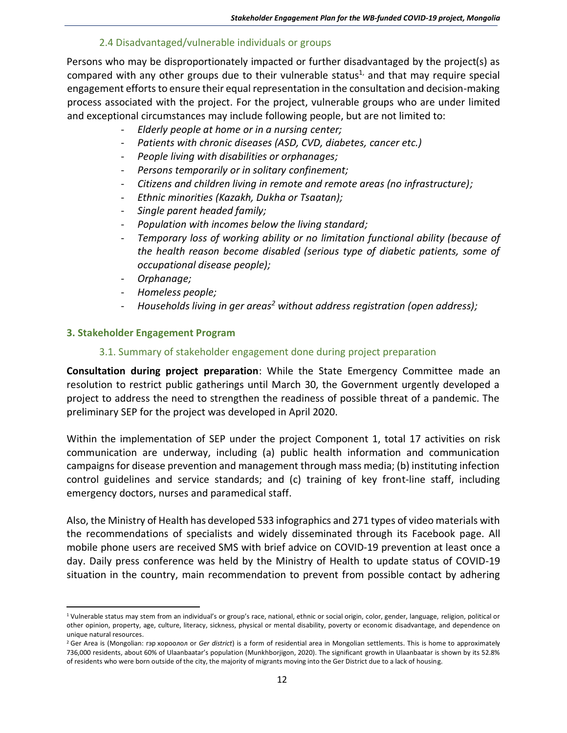### 2.4 Disadvantaged/vulnerable individuals or groups

Persons who may be disproportionately impacted or further disadvantaged by the project(s) as compared with any other groups due to their vulnerable status[1,] and that may require special engagement efforts to ensure their equal representation in the consultation and decision-making process associated with the project. For the project, vulnerable groups who are under limited and exceptional circumstances may include following people, but are not limited to:

- *Elderly people at home or in a nursing center;*
- *Patients with chronic diseases (ASD, CVD, diabetes, cancer etc.)*
- *People living with disabilities or orphanages;*
- *Persons temporarily or in solitary confinement;*
- *Citizens and children living in remote and remote areas (no infrastructure);*
- *Ethnic minorities (Kazakh, Dukha or Tsaatan);*
- *Single parent headed family;*
- *Population with incomes below the living standard;*
- *Temporary loss of working ability or no limitation functional ability (because of the health reason become disabled (serious type of diabetic patients, some of occupational disease people);*
- *Orphanage;*
- *Homeless people;*
- *Households living in ger areas[2] without address registration (open address);*

## 3. Stakeholder Engagement Program

### 3.1. Summary of stakeholder engagement done during project preparation

**Consultation during project preparation**: While the State Emergency Committee made an resolution to restrict public gatherings until March 30, the Government urgently developed a project to address the need to strengthen the readiness of possible threat of a pandemic. The preliminary SEP for the project was developed in April 2020.

Within the implementation of SEP under the project Component 1, total 17 activities on risk communication are underway, including (a) public health information and communication campaigns for disease prevention and management through mass media; (b) instituting infection control guidelines and service standards; and (c) training of key front-line staff, including emergency doctors, nurses and paramedical staff.

Also, the Ministry of Health has developed 533 infographics and 271 types of video materials with the recommendations of specialists and widely disseminated through its Facebook page. All mobile phone users are received SMS with brief advice on COVID-19 prevention at least once a day. Daily press conference was held by the Ministry of Health to update status of COVID-19 situation in the country, main recommendation to prevent from possible contact by adhering

---

[1] Vulnerable status may stem from an individual's or group's race, national, ethnic or social origin, color, gender, language, religion, political or other opinion, property, age, culture, literacy, sickness, physical or mental disability, poverty or economic disadvantage, and dependence on unique natural resources.

[2] Ger Area is (Mongolian: гэр хороолол or *Ger district*) is a form of residential area in Mongolian settlements. This is home to approximately 736,000 residents, about 60% of Ulaanbaatar's population (Munkhborjigon, 2020). The significant growth in Ulaanbaatar is shown by its 52.8% of residents who were born outside of the city, the majority of migrants moving into the Ger District due to a lack of housing.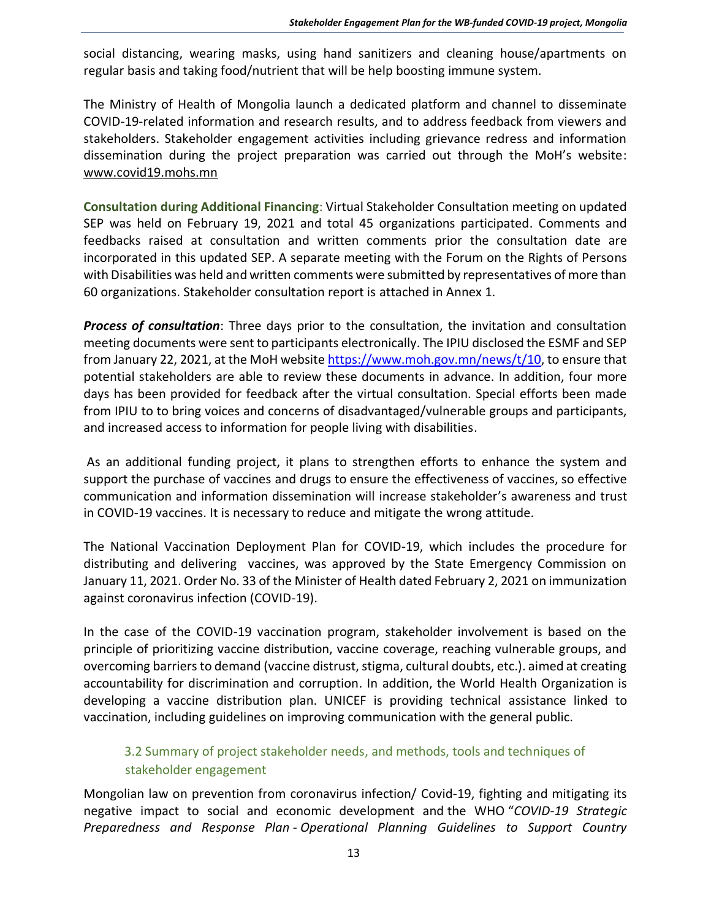social distancing, wearing masks, using hand sanitizers and cleaning house/apartments on regular basis and taking food/nutrient that will be help boosting immune system.

The Ministry of Health of Mongolia launch a dedicated platform and channel to disseminate COVID-19-related information and research results, and to address feedback from viewers and stakeholders. Stakeholder engagement activities including grievance redress and information dissemination during the project preparation was carried out through the MoH's website: www.covid19.mohs.mn

**Consultation during Additional Financing**: Virtual Stakeholder Consultation meeting on updated SEP was held on February 19, 2021 and total 45 organizations participated. Comments and feedbacks raised at consultation and written comments prior the consultation date are incorporated in this updated SEP. A separate meeting with the Forum on the Rights of Persons with Disabilities was held and written comments were submitted by representatives of more than 60 organizations. Stakeholder consultation report is attached in Annex 1.

***Process of consultation***: Three days prior to the consultation, the invitation and consultation meeting documents were sent to participants electronically. The IPIU disclosed the ESMF and SEP from January 22, 2021, at the MoH website https://www.moh.gov.mn/news/t/10, to ensure that potential stakeholders are able to review these documents in advance. In addition, four more days has been provided for feedback after the virtual consultation. Special efforts been made from IPIU to to bring voices and concerns of disadvantaged/vulnerable groups and participants, and increased access to information for people living with disabilities.

As an additional funding project, it plans to strengthen efforts to enhance the system and support the purchase of vaccines and drugs to ensure the effectiveness of vaccines, so effective communication and information dissemination will increase stakeholder's awareness and trust in COVID-19 vaccines. It is necessary to reduce and mitigate the wrong attitude.

The National Vaccination Deployment Plan for COVID-19, which includes the procedure for distributing and delivering vaccines, was approved by the State Emergency Commission on January 11, 2021. Order No. 33 of the Minister of Health dated February 2, 2021 on immunization against coronavirus infection (COVID-19).

In the case of the COVID-19 vaccination program, stakeholder involvement is based on the principle of prioritizing vaccine distribution, vaccine coverage, reaching vulnerable groups, and overcoming barriers to demand (vaccine distrust, stigma, cultural doubts, etc.). aimed at creating accountability for discrimination and corruption. In addition, the World Health Organization is developing a vaccine distribution plan. UNICEF is providing technical assistance linked to vaccination, including guidelines on improving communication with the general public.

## 3.2 Summary of project stakeholder needs, and methods, tools and techniques of stakeholder engagement

Mongolian law on prevention from coronavirus infection/ Covid-19, fighting and mitigating its negative impact to social and economic development and the WHO "*COVID-19 Strategic Preparedness and Response Plan - Operational Planning Guidelines to Support Country*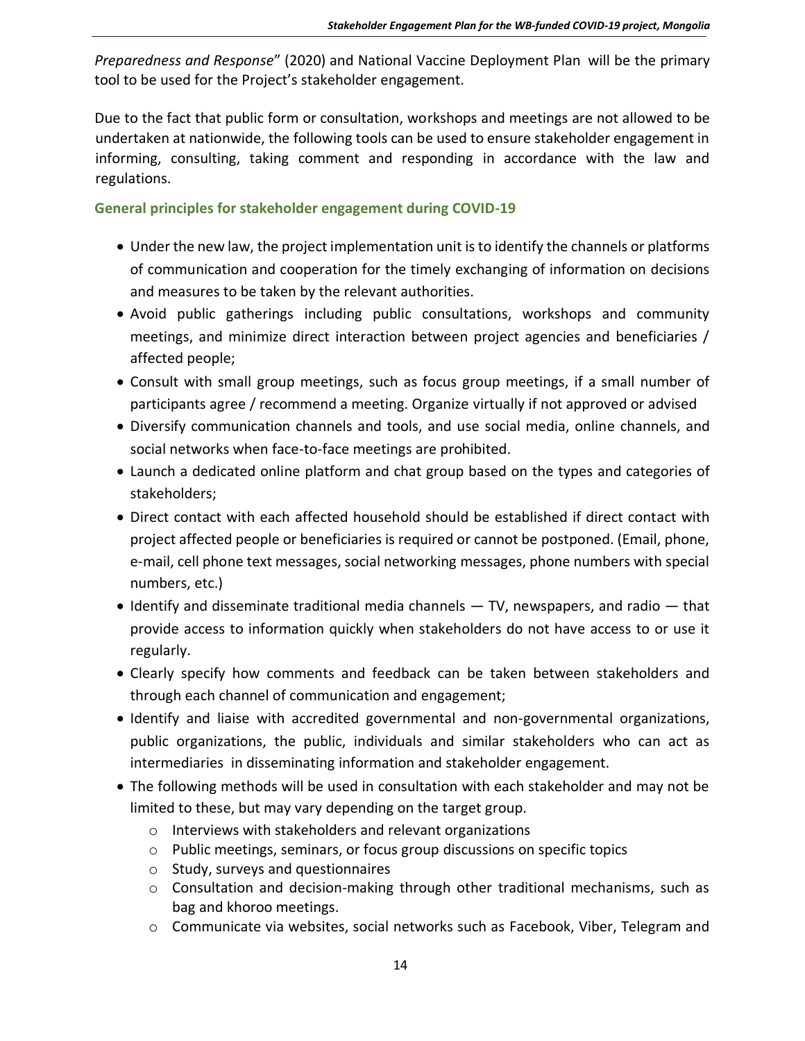*Preparedness and Response*" (2020) and National Vaccine Deployment Plan will be the primary tool to be used for the Project's stakeholder engagement.

Due to the fact that public form or consultation, workshops and meetings are not allowed to be undertaken at nationwide, the following tools can be used to ensure stakeholder engagement in informing, consulting, taking comment and responding in accordance with the law and regulations.

### General principles for stakeholder engagement during COVID-19

- Under the new law, the project implementation unit is to identify the channels or platforms of communication and cooperation for the timely exchanging of information on decisions and measures to be taken by the relevant authorities.
- Avoid public gatherings including public consultations, workshops and community meetings, and minimize direct interaction between project agencies and beneficiaries / affected people;
- Consult with small group meetings, such as focus group meetings, if a small number of participants agree / recommend a meeting. Organize virtually if not approved or advised
- Diversify communication channels and tools, and use social media, online channels, and social networks when face-to-face meetings are prohibited.
- Launch a dedicated online platform and chat group based on the types and categories of stakeholders;
- Direct contact with each affected household should be established if direct contact with project affected people or beneficiaries is required or cannot be postponed. (Email, phone, e-mail, cell phone text messages, social networking messages, phone numbers with special numbers, etc.)
- Identify and disseminate traditional media channels — TV, newspapers, and radio — that provide access to information quickly when stakeholders do not have access to or use it regularly.
- Clearly specify how comments and feedback can be taken between stakeholders and through each channel of communication and engagement;
- Identify and liaise with accredited governmental and non-governmental organizations, public organizations, the public, individuals and similar stakeholders who can act as intermediaries in disseminating information and stakeholder engagement.
- The following methods will be used in consultation with each stakeholder and may not be limited to these, but may vary depending on the target group.
  - Interviews with stakeholders and relevant organizations
  - Public meetings, seminars, or focus group discussions on specific topics
  - Study, surveys and questionnaires
  - Consultation and decision-making through other traditional mechanisms, such as bag and khoroo meetings.
  - Communicate via websites, social networks such as Facebook, Viber, Telegram and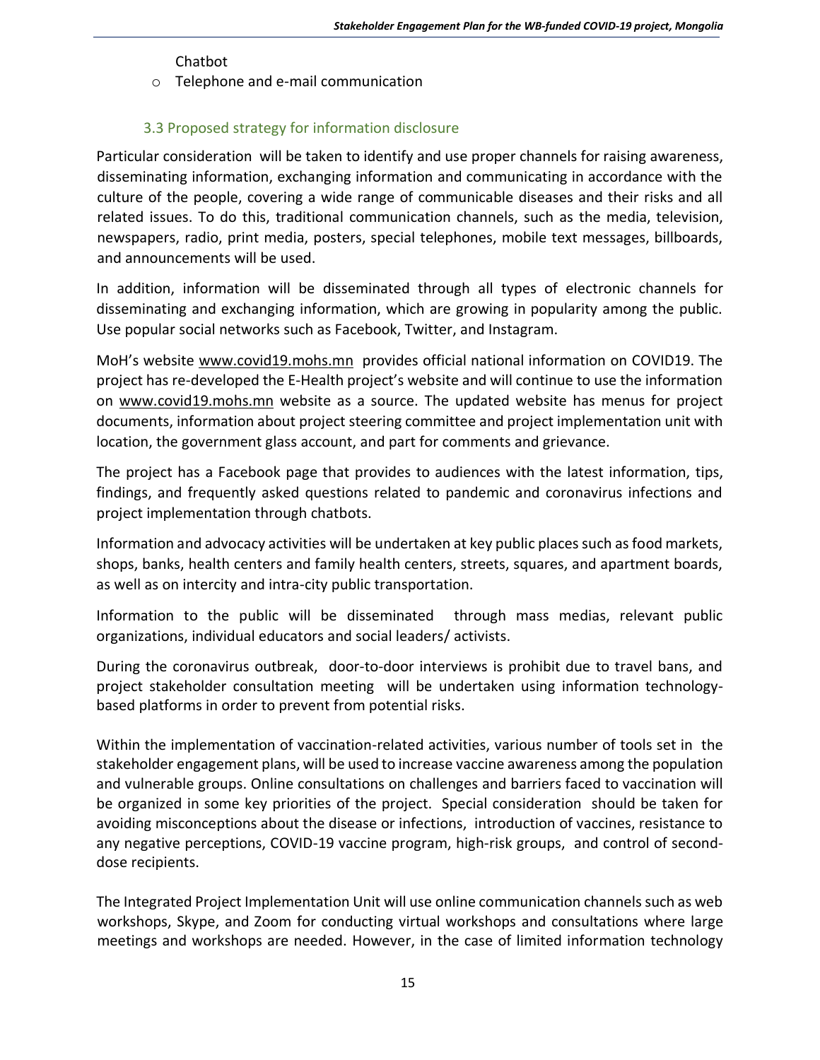Chatbot

- Telephone and e-mail communication

### 3.3 Proposed strategy for information disclosure

Particular consideration will be taken to identify and use proper channels for raising awareness, disseminating information, exchanging information and communicating in accordance with the culture of the people, covering a wide range of communicable diseases and their risks and all related issues. To do this, traditional communication channels, such as the media, television, newspapers, radio, print media, posters, special telephones, mobile text messages, billboards, and announcements will be used.

In addition, information will be disseminated through all types of electronic channels for disseminating and exchanging information, which are growing in popularity among the public. Use popular social networks such as Facebook, Twitter, and Instagram.

MoH's website www.covid19.mohs.mn provides official national information on COVID19. The project has re-developed the E-Health project's website and will continue to use the information on www.covid19.mohs.mn website as a source. The updated website has menus for project documents, information about project steering committee and project implementation unit with location, the government glass account, and part for comments and grievance.

The project has a Facebook page that provides to audiences with the latest information, tips, findings, and frequently asked questions related to pandemic and coronavirus infections and project implementation through chatbots.

Information and advocacy activities will be undertaken at key public places such as food markets, shops, banks, health centers and family health centers, streets, squares, and apartment boards, as well as on intercity and intra-city public transportation.

Information to the public will be disseminated through mass medias, relevant public organizations, individual educators and social leaders/ activists.

During the coronavirus outbreak, door-to-door interviews is prohibit due to travel bans, and project stakeholder consultation meeting will be undertaken using information technology-based platforms in order to prevent from potential risks.

Within the implementation of vaccination-related activities, various number of tools set in the stakeholder engagement plans, will be used to increase vaccine awareness among the population and vulnerable groups. Online consultations on challenges and barriers faced to vaccination will be organized in some key priorities of the project. Special consideration should be taken for avoiding misconceptions about the disease or infections, introduction of vaccines, resistance to any negative perceptions, COVID-19 vaccine program, high-risk groups, and control of second-dose recipients.

The Integrated Project Implementation Unit will use online communication channels such as web workshops, Skype, and Zoom for conducting virtual workshops and consultations where large meetings and workshops are needed. However, in the case of limited information technology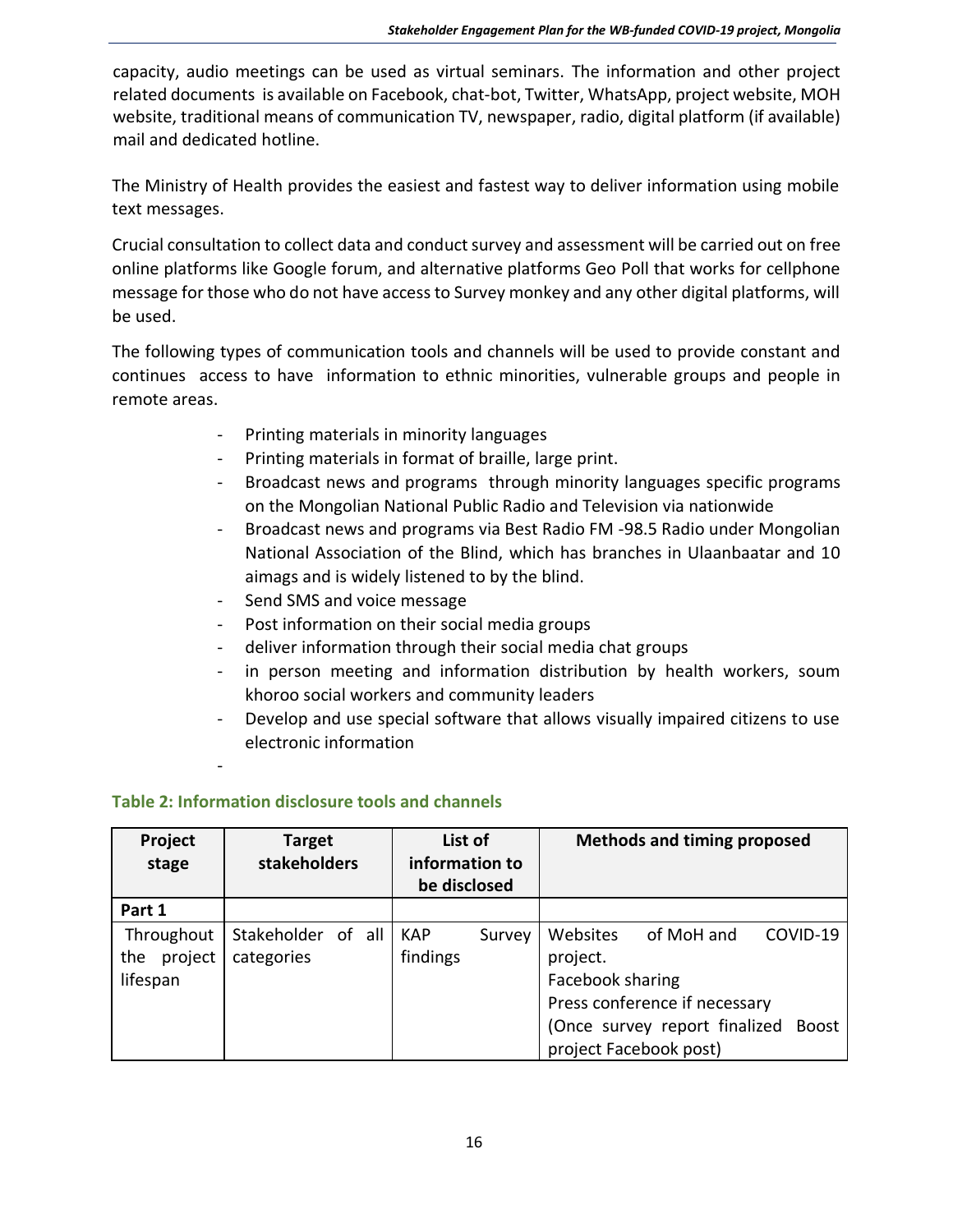capacity, audio meetings can be used as virtual seminars. The information and other project related documents is available on Facebook, chat-bot, Twitter, WhatsApp, project website, MOH website, traditional means of communication TV, newspaper, radio, digital platform (if available) mail and dedicated hotline.

The Ministry of Health provides the easiest and fastest way to deliver information using mobile text messages.

Crucial consultation to collect data and conduct survey and assessment will be carried out on free online platforms like Google forum, and alternative platforms Geo Poll that works for cellphone message for those who do not have access to Survey monkey and any other digital platforms, will be used.

The following types of communication tools and channels will be used to provide constant and continues access to have information to ethnic minorities, vulnerable groups and people in remote areas.

- Printing materials in minority languages
- Printing materials in format of braille, large print.
- Broadcast news and programs through minority languages specific programs on the Mongolian National Public Radio and Television via nationwide
- Broadcast news and programs via Best Radio FM -98.5 Radio under Mongolian National Association of the Blind, which has branches in Ulaanbaatar and 10 aimags and is widely listened to by the blind.
- Send SMS and voice message
- Post information on their social media groups
- deliver information through their social media chat groups
- in person meeting and information distribution by health workers, soum khoroo social workers and community leaders
- Develop and use special software that allows visually impaired citizens to use electronic information
-

**Table 2: Information disclosure tools and channels**

| Project stage | Target stakeholders | List of information to be disclosed | Methods and timing proposed |
|---|---|---|---|
| **Part 1** | | | |
| Throughout the project lifespan | Stakeholder of all categories | KAP Survey findings | Websites of MoH and COVID-19 project.<br>Facebook sharing<br>Press conference if necessary<br>(Once survey report finalized Boost project Facebook post) |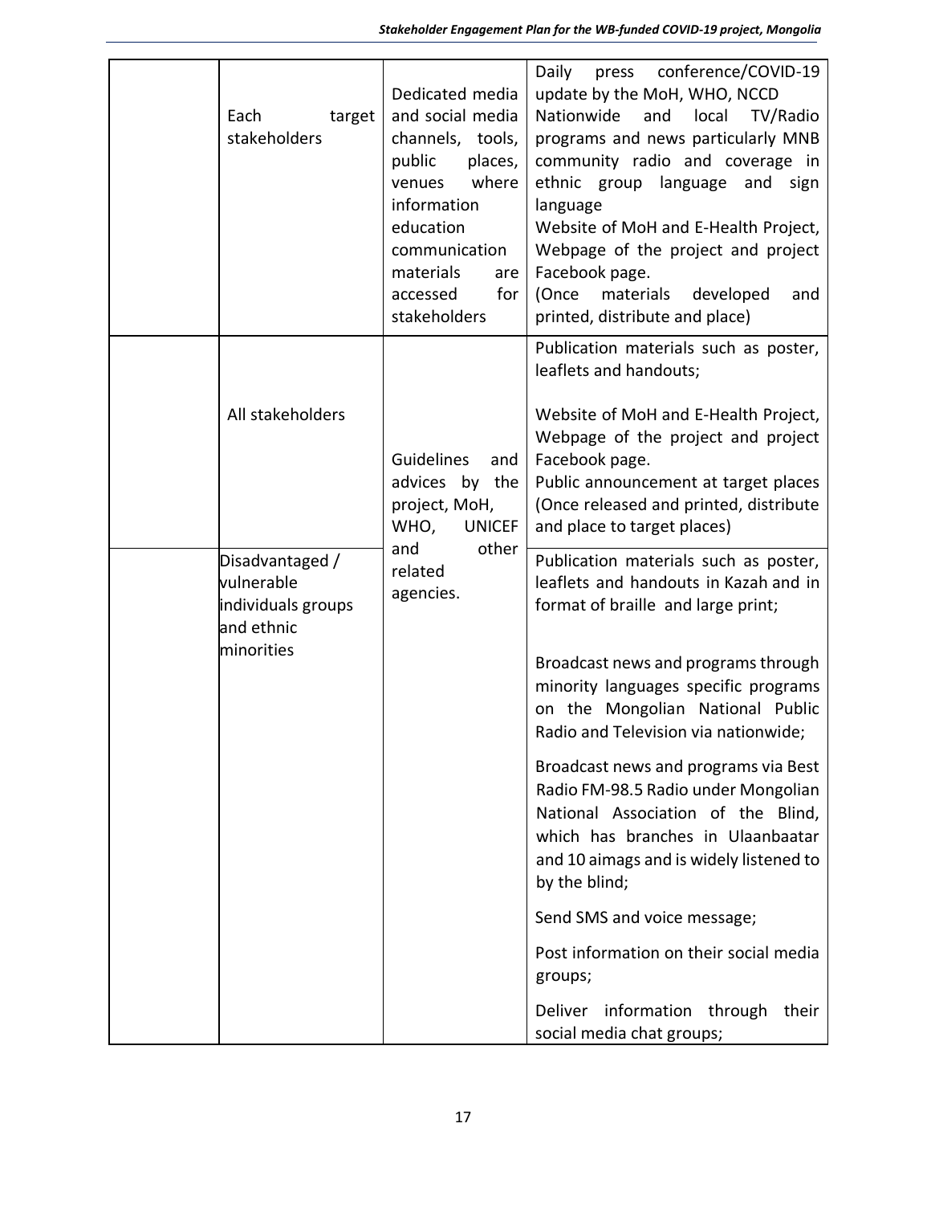| | | | |
|---|---|---|---|
| | Each target stakeholders | Dedicated media and social media channels, tools, public places, venues where information education communication materials are accessed for stakeholders | Daily press conference/COVID-19 update by the MoH, WHO, NCCD<br>Nationwide and local TV/Radio programs and news particularly MNB community radio and coverage in ethnic group language and sign language<br>Website of MoH and E-Health Project, Webpage of the project and project Facebook page.<br>(Once materials developed and printed, distribute and place) |
| | All stakeholders | Guidelines and advices by the project, MoH, WHO, UNICEF and other related agencies. | Publication materials such as poster, leaflets and handouts;<br><br>Website of MoH and E-Health Project, Webpage of the project and project Facebook page.<br>Public announcement at target places (Once released and printed, distribute and place to target places) |
| | Disadvantaged / vulnerable individuals groups and ethnic minorities | | Publication materials such as poster, leaflets and handouts in Kazah and in format of braille and large print;<br><br>Broadcast news and programs through minority languages specific programs on the Mongolian National Public Radio and Television via nationwide;<br><br>Broadcast news and programs via Best Radio FM-98.5 Radio under Mongolian National Association of the Blind, which has branches in Ulaanbaatar and 10 aimags and is widely listened to by the blind;<br><br>Send SMS and voice message;<br><br>Post information on their social media groups;<br><br>Deliver information through their social media chat groups; |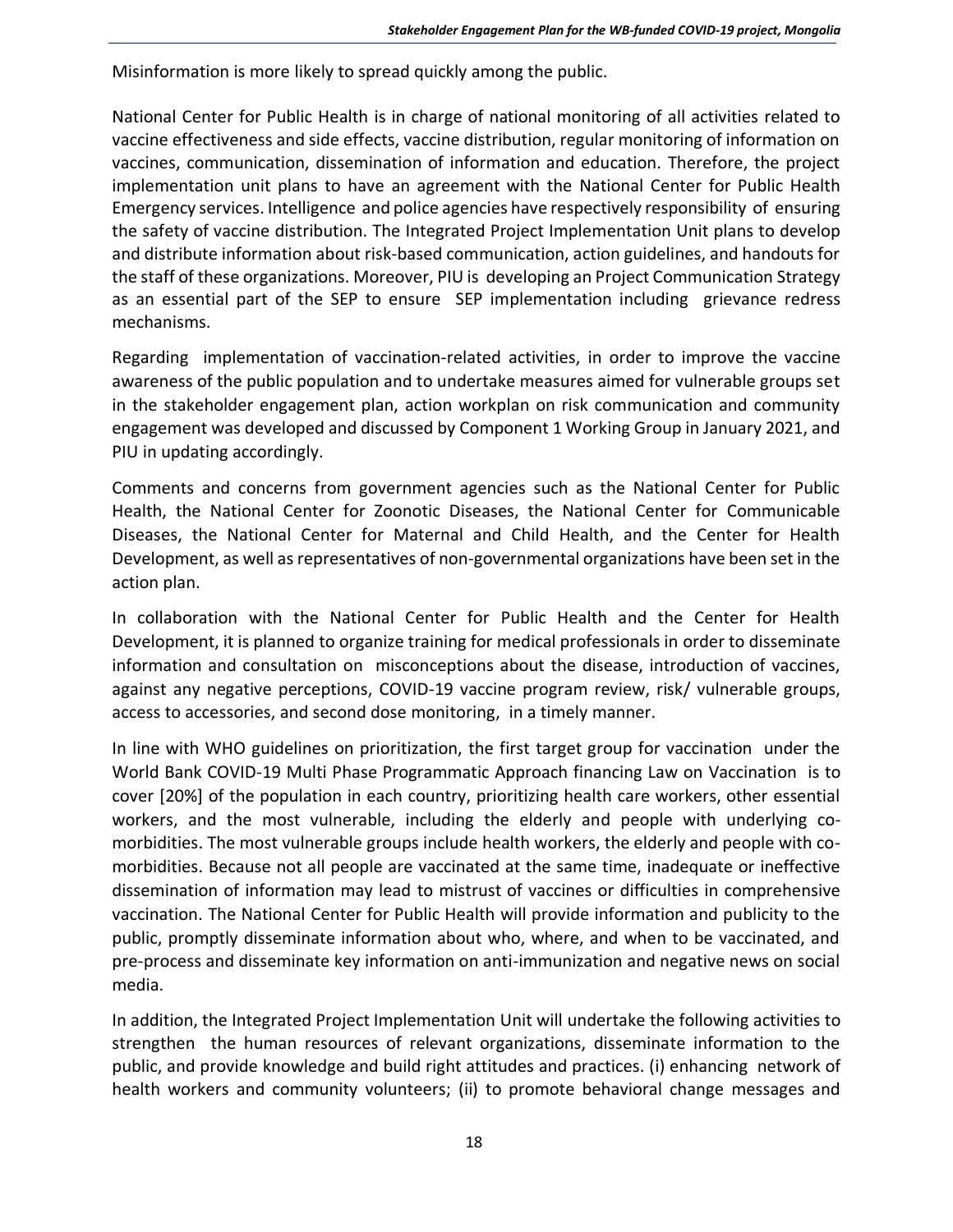Misinformation is more likely to spread quickly among the public.

National Center for Public Health is in charge of national monitoring of all activities related to vaccine effectiveness and side effects, vaccine distribution, regular monitoring of information on vaccines, communication, dissemination of information and education. Therefore, the project implementation unit plans to have an agreement with the National Center for Public Health Emergency services. Intelligence and police agencies have respectively responsibility of ensuring the safety of vaccine distribution. The Integrated Project Implementation Unit plans to develop and distribute information about risk-based communication, action guidelines, and handouts for the staff of these organizations. Moreover, PIU is developing an Project Communication Strategy as an essential part of the SEP to ensure SEP implementation including grievance redress mechanisms.

Regarding implementation of vaccination-related activities, in order to improve the vaccine awareness of the public population and to undertake measures aimed for vulnerable groups set in the stakeholder engagement plan, action workplan on risk communication and community engagement was developed and discussed by Component 1 Working Group in January 2021, and PIU in updating accordingly.

Comments and concerns from government agencies such as the National Center for Public Health, the National Center for Zoonotic Diseases, the National Center for Communicable Diseases, the National Center for Maternal and Child Health, and the Center for Health Development, as well as representatives of non-governmental organizations have been set in the action plan.

In collaboration with the National Center for Public Health and the Center for Health Development, it is planned to organize training for medical professionals in order to disseminate information and consultation on misconceptions about the disease, introduction of vaccines, against any negative perceptions, COVID-19 vaccine program review, risk/ vulnerable groups, access to accessories, and second dose monitoring, in a timely manner.

In line with WHO guidelines on prioritization, the first target group for vaccination under the World Bank COVID-19 Multi Phase Programmatic Approach financing Law on Vaccination is to cover [20%] of the population in each country, prioritizing health care workers, other essential workers, and the most vulnerable, including the elderly and people with underlying co-morbidities. The most vulnerable groups include health workers, the elderly and people with co-morbidities. Because not all people are vaccinated at the same time, inadequate or ineffective dissemination of information may lead to mistrust of vaccines or difficulties in comprehensive vaccination. The National Center for Public Health will provide information and publicity to the public, promptly disseminate information about who, where, and when to be vaccinated, and pre-process and disseminate key information on anti-immunization and negative news on social media.

In addition, the Integrated Project Implementation Unit will undertake the following activities to strengthen the human resources of relevant organizations, disseminate information to the public, and provide knowledge and build right attitudes and practices. (i) enhancing network of health workers and community volunteers; (ii) to promote behavioral change messages and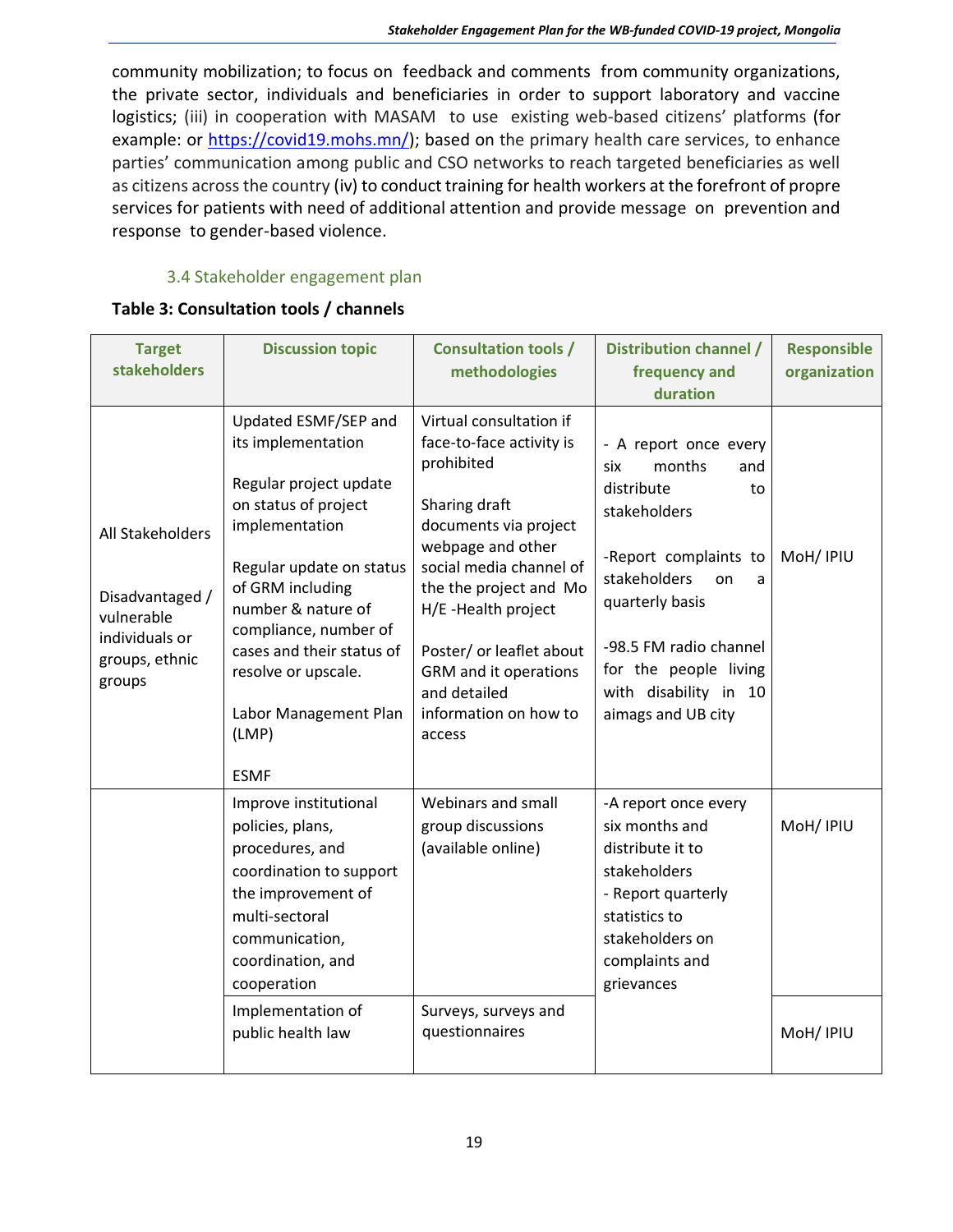community mobilization; to focus on feedback and comments from community organizations, the private sector, individuals and beneficiaries in order to support laboratory and vaccine logistics; (iii) in cooperation with MASAM to use existing web-based citizens' platforms (for example: or https://covid19.mohs.mn/); based on the primary health care services, to enhance parties' communication among public and CSO networks to reach targeted beneficiaries as well as citizens across the country (iv) to conduct training for health workers at the forefront of propre services for patients with need of additional attention and provide message on prevention and response to gender-based violence.

### 3.4 Stakeholder engagement plan

**Table 3: Consultation tools / channels**

| Target stakeholders | Discussion topic | Consultation tools / methodologies | Distribution channel / frequency and duration | Responsible organization |
|---|---|---|---|---|
| All Stakeholders<br><br>Disadvantaged / vulnerable individuals or groups, ethnic groups | Updated ESMF/SEP and its implementation<br><br>Regular project update on status of project implementation<br><br>Regular update on status of GRM including number & nature of compliance, number of cases and their status of resolve or upscale.<br><br>Labor Management Plan (LMP)<br><br>ESMF | Virtual consultation if face-to-face activity is prohibited<br><br>Sharing draft documents via project webpage and other social media channel of the the project and Mo H/E -Health project<br><br>Poster/ or leaflet about GRM and it operations and detailed information on how to access | - A report once every six months and distribute to stakeholders<br><br>-Report complaints to stakeholders on a quarterly basis<br><br>-98.5 FM radio channel for the people living with disability in 10 aimags and UB city | MoH/ IPIU |
| | Improve institutional policies, plans, procedures, and coordination to support the improvement of multi-sectoral communication, coordination, and cooperation | Webinars and small group discussions (available online) | -A report once every six months and distribute it to stakeholders<br>- Report quarterly statistics to stakeholders on complaints and grievances | MoH/ IPIU |
| | Implementation of public health law | Surveys, surveys and questionnaires | | MoH/ IPIU |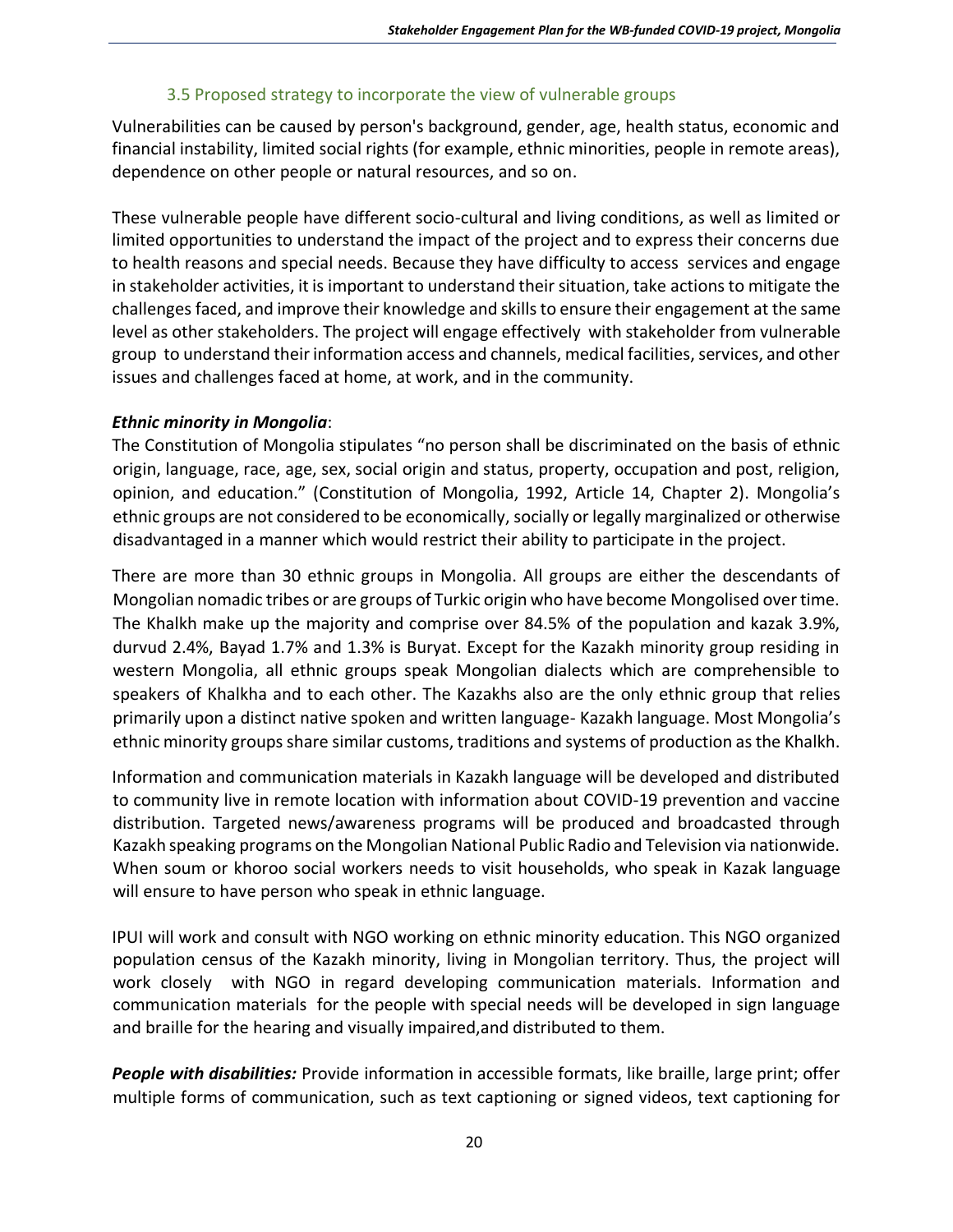### 3.5 Proposed strategy to incorporate the view of vulnerable groups

Vulnerabilities can be caused by person's background, gender, age, health status, economic and financial instability, limited social rights (for example, ethnic minorities, people in remote areas), dependence on other people or natural resources, and so on.

These vulnerable people have different socio-cultural and living conditions, as well as limited or limited opportunities to understand the impact of the project and to express their concerns due to health reasons and special needs. Because they have difficulty to access services and engage in stakeholder activities, it is important to understand their situation, take actions to mitigate the challenges faced, and improve their knowledge and skills to ensure their engagement at the same level as other stakeholders. The project will engage effectively with stakeholder from vulnerable group to understand their information access and channels, medical facilities, services, and other issues and challenges faced at home, at work, and in the community.

***Ethnic minority in Mongolia***:

The Constitution of Mongolia stipulates "no person shall be discriminated on the basis of ethnic origin, language, race, age, sex, social origin and status, property, occupation and post, religion, opinion, and education." (Constitution of Mongolia, 1992, Article 14, Chapter 2). Mongolia's ethnic groups are not considered to be economically, socially or legally marginalized or otherwise disadvantaged in a manner which would restrict their ability to participate in the project.

There are more than 30 ethnic groups in Mongolia. All groups are either the descendants of Mongolian nomadic tribes or are groups of Turkic origin who have become Mongolised over time. The Khalkh make up the majority and comprise over 84.5% of the population and kazak 3.9%, durvud 2.4%, Bayad 1.7% and 1.3% is Buryat. Except for the Kazakh minority group residing in western Mongolia, all ethnic groups speak Mongolian dialects which are comprehensible to speakers of Khalkha and to each other. The Kazakhs also are the only ethnic group that relies primarily upon a distinct native spoken and written language- Kazakh language. Most Mongolia's ethnic minority groups share similar customs, traditions and systems of production as the Khalkh.

Information and communication materials in Kazakh language will be developed and distributed to community live in remote location with information about COVID-19 prevention and vaccine distribution. Targeted news/awareness programs will be produced and broadcasted through Kazakh speaking programs on the Mongolian National Public Radio and Television via nationwide. When soum or khoroo social workers needs to visit households, who speak in Kazak language will ensure to have person who speak in ethnic language.

IPUI will work and consult with NGO working on ethnic minority education. This NGO organized population census of the Kazakh minority, living in Mongolian territory. Thus, the project will work closely with NGO in regard developing communication materials. Information and communication materials for the people with special needs will be developed in sign language and braille for the hearing and visually impaired,and distributed to them.

***People with disabilities:*** Provide information in accessible formats, like braille, large print; offer multiple forms of communication, such as text captioning or signed videos, text captioning for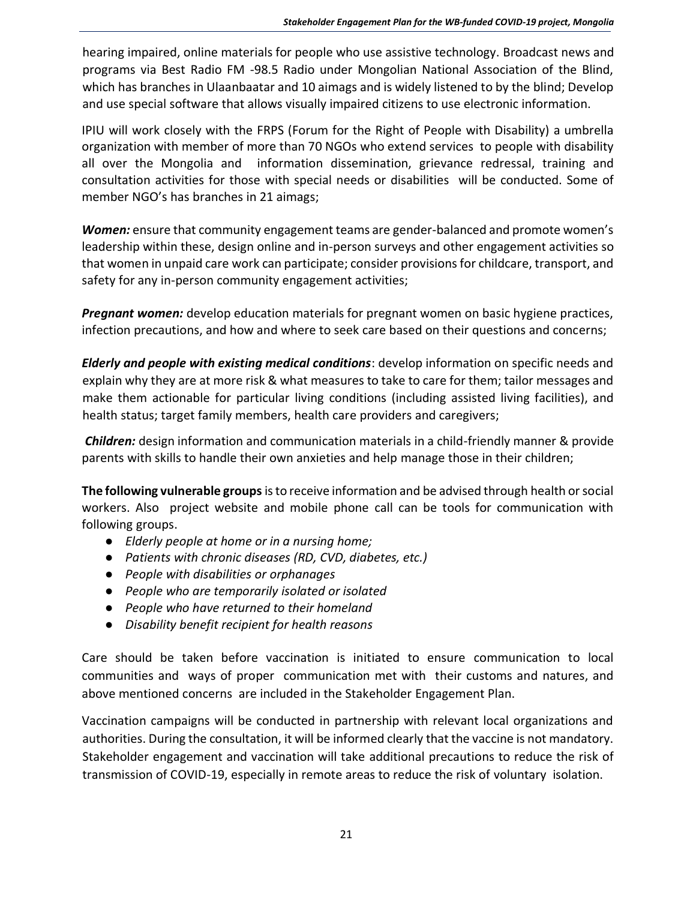hearing impaired, online materials for people who use assistive technology. Broadcast news and programs via Best Radio FM -98.5 Radio under Mongolian National Association of the Blind, which has branches in Ulaanbaatar and 10 aimags and is widely listened to by the blind; Develop and use special software that allows visually impaired citizens to use electronic information.

IPIU will work closely with the FRPS (Forum for the Right of People with Disability) a umbrella organization with member of more than 70 NGOs who extend services to people with disability all over the Mongolia and information dissemination, grievance redressal, training and consultation activities for those with special needs or disabilities will be conducted. Some of member NGO's has branches in 21 aimags;

***Women:*** ensure that community engagement teams are gender-balanced and promote women's leadership within these, design online and in-person surveys and other engagement activities so that women in unpaid care work can participate; consider provisions for childcare, transport, and safety for any in-person community engagement activities;

***Pregnant women:*** develop education materials for pregnant women on basic hygiene practices, infection precautions, and how and where to seek care based on their questions and concerns;

***Elderly and people with existing medical conditions***: develop information on specific needs and explain why they are at more risk & what measures to take to care for them; tailor messages and make them actionable for particular living conditions (including assisted living facilities), and health status; target family members, health care providers and caregivers;

***Children:*** design information and communication materials in a child-friendly manner & provide parents with skills to handle their own anxieties and help manage those in their children;

**The following vulnerable groups** is to receive information and be advised through health or social workers. Also project website and mobile phone call can be tools for communication with following groups.

- *Elderly people at home or in a nursing home;*
- *Patients with chronic diseases (RD, CVD, diabetes, etc.)*
- *People with disabilities or orphanages*
- *People who are temporarily isolated or isolated*
- *People who have returned to their homeland*
- *Disability benefit recipient for health reasons*

Care should be taken before vaccination is initiated to ensure communication to local communities and ways of proper communication met with their customs and natures, and above mentioned concerns are included in the Stakeholder Engagement Plan.

Vaccination campaigns will be conducted in partnership with relevant local organizations and authorities. During the consultation, it will be informed clearly that the vaccine is not mandatory. Stakeholder engagement and vaccination will take additional precautions to reduce the risk of transmission of COVID-19, especially in remote areas to reduce the risk of voluntary isolation.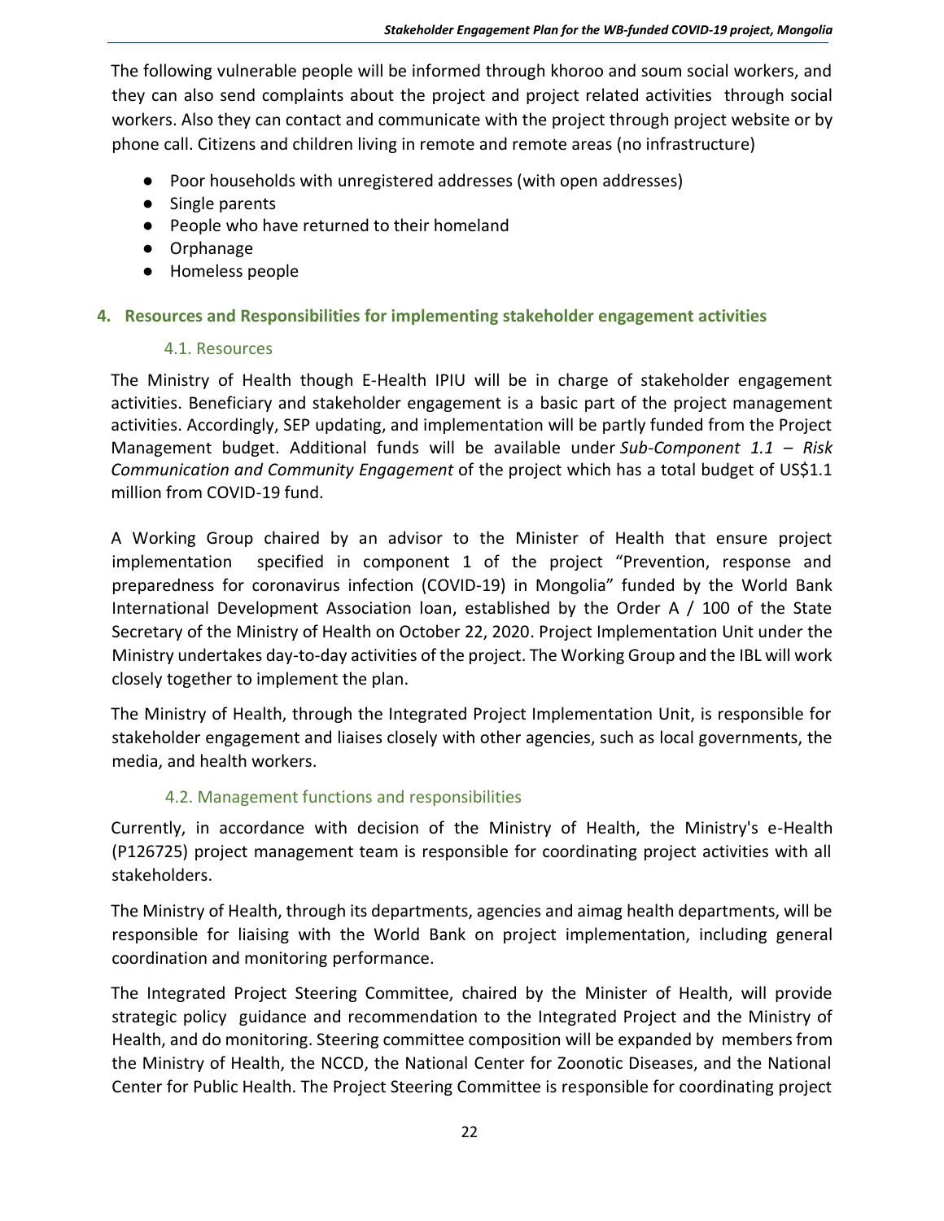The following vulnerable people will be informed through khoroo and soum social workers, and they can also send complaints about the project and project related activities through social workers. Also they can contact and communicate with the project through project website or by phone call. Citizens and children living in remote and remote areas (no infrastructure)

- Poor households with unregistered addresses (with open addresses)
- Single parents
- People who have returned to their homeland
- Orphanage
- Homeless people

## 4. Resources and Responsibilities for implementing stakeholder engagement activities

### 4.1. Resources

The Ministry of Health though E-Health IPIU will be in charge of stakeholder engagement activities. Beneficiary and stakeholder engagement is a basic part of the project management activities. Accordingly, SEP updating, and implementation will be partly funded from the Project Management budget. Additional funds will be available under *Sub-Component 1.1 – Risk Communication and Community Engagement* of the project which has a total budget of US$1.1 million from COVID-19 fund.

A Working Group chaired by an advisor to the Minister of Health that ensure project implementation specified in component 1 of the project "Prevention, response and preparedness for coronavirus infection (COVID-19) in Mongolia" funded by the World Bank International Development Association loan, established by the Order A / 100 of the State Secretary of the Ministry of Health on October 22, 2020. Project Implementation Unit under the Ministry undertakes day-to-day activities of the project. The Working Group and the IBL will work closely together to implement the plan.

The Ministry of Health, through the Integrated Project Implementation Unit, is responsible for stakeholder engagement and liaises closely with other agencies, such as local governments, the media, and health workers.

### 4.2. Management functions and responsibilities

Currently, in accordance with decision of the Ministry of Health, the Ministry's e-Health (P126725) project management team is responsible for coordinating project activities with all stakeholders.

The Ministry of Health, through its departments, agencies and aimag health departments, will be responsible for liaising with the World Bank on project implementation, including general coordination and monitoring performance.

The Integrated Project Steering Committee, chaired by the Minister of Health, will provide strategic policy guidance and recommendation to the Integrated Project and the Ministry of Health, and do monitoring. Steering committee composition will be expanded by members from the Ministry of Health, the NCCD, the National Center for Zoonotic Diseases, and the National Center for Public Health. The Project Steering Committee is responsible for coordinating project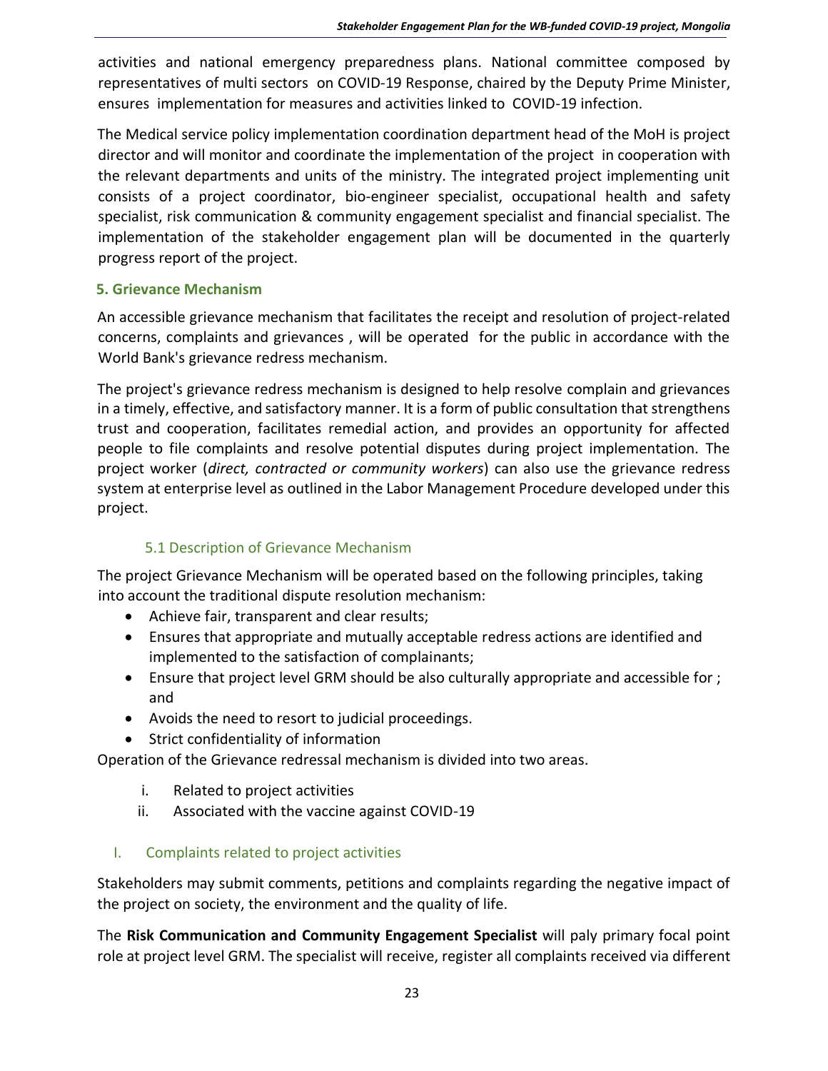activities and national emergency preparedness plans. National committee composed by representatives of multi sectors on COVID-19 Response, chaired by the Deputy Prime Minister, ensures implementation for measures and activities linked to COVID-19 infection.

The Medical service policy implementation coordination department head of the MoH is project director and will monitor and coordinate the implementation of the project in cooperation with the relevant departments and units of the ministry. The integrated project implementing unit consists of a project coordinator, bio-engineer specialist, occupational health and safety specialist, risk communication & community engagement specialist and financial specialist. The implementation of the stakeholder engagement plan will be documented in the quarterly progress report of the project.

## 5. Grievance Mechanism

An accessible grievance mechanism that facilitates the receipt and resolution of project-related concerns, complaints and grievances , will be operated for the public in accordance with the World Bank's grievance redress mechanism.

The project's grievance redress mechanism is designed to help resolve complain and grievances in a timely, effective, and satisfactory manner. It is a form of public consultation that strengthens trust and cooperation, facilitates remedial action, and provides an opportunity for affected people to file complaints and resolve potential disputes during project implementation. The project worker (*direct, contracted or community workers*) can also use the grievance redress system at enterprise level as outlined in the Labor Management Procedure developed under this project.

### 5.1 Description of Grievance Mechanism

The project Grievance Mechanism will be operated based on the following principles, taking into account the traditional dispute resolution mechanism:

- Achieve fair, transparent and clear results;
- Ensures that appropriate and mutually acceptable redress actions are identified and implemented to the satisfaction of complainants;
- Ensure that project level GRM should be also culturally appropriate and accessible for ; and
- Avoids the need to resort to judicial proceedings.
- Strict confidentiality of information

Operation of the Grievance redressal mechanism is divided into two areas.

i. Related to project activities
ii. Associated with the vaccine against COVID-19

#### I. Complaints related to project activities

Stakeholders may submit comments, petitions and complaints regarding the negative impact of the project on society, the environment and the quality of life.

The **Risk Communication and Community Engagement Specialist** will paly primary focal point role at project level GRM. The specialist will receive, register all complaints received via different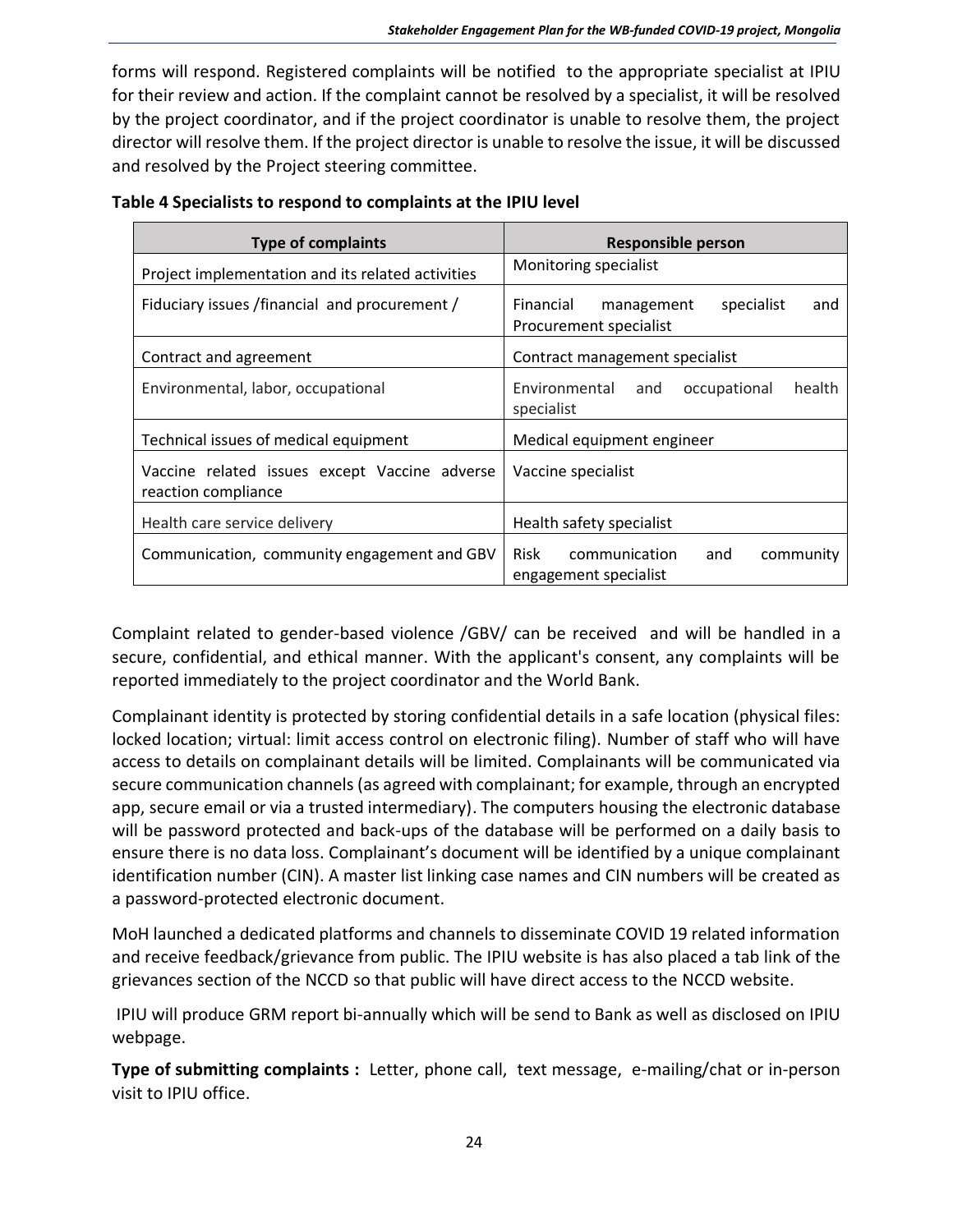forms will respond. Registered complaints will be notified to the appropriate specialist at IPIU for their review and action. If the complaint cannot be resolved by a specialist, it will be resolved by the project coordinator, and if the project coordinator is unable to resolve them, the project director will resolve them. If the project director is unable to resolve the issue, it will be discussed and resolved by the Project steering committee.

**Table 4 Specialists to respond to complaints at the IPIU level**

| Type of complaints | Responsible person |
|---|---|
| Project implementation and its related activities | Monitoring specialist |
| Fiduciary issues /financial and procurement / | Financial management specialist and Procurement specialist |
| Contract and agreement | Contract management specialist |
| Environmental, labor, occupational | Environmental and occupational health specialist |
| Technical issues of medical equipment | Medical equipment engineer |
| Vaccine related issues except Vaccine adverse reaction compliance | Vaccine specialist |
| Health care service delivery | Health safety specialist |
| Communication, community engagement and GBV | Risk communication and community engagement specialist |

Complaint related to gender-based violence /GBV/ can be received and will be handled in a secure, confidential, and ethical manner. With the applicant's consent, any complaints will be reported immediately to the project coordinator and the World Bank.

Complainant identity is protected by storing confidential details in a safe location (physical files: locked location; virtual: limit access control on electronic filing). Number of staff who will have access to details on complainant details will be limited. Complainants will be communicated via secure communication channels (as agreed with complainant; for example, through an encrypted app, secure email or via a trusted intermediary). The computers housing the electronic database will be password protected and back-ups of the database will be performed on a daily basis to ensure there is no data loss. Complainant's document will be identified by a unique complainant identification number (CIN). A master list linking case names and CIN numbers will be created as a password-protected electronic document.

MoH launched a dedicated platforms and channels to disseminate COVID 19 related information and receive feedback/grievance from public. The IPIU website is has also placed a tab link of the grievances section of the NCCD so that public will have direct access to the NCCD website.

IPIU will produce GRM report bi-annually which will be send to Bank as well as disclosed on IPIU webpage.

**Type of submitting complaints :** Letter, phone call, text message, e-mailing/chat or in-person visit to IPIU office.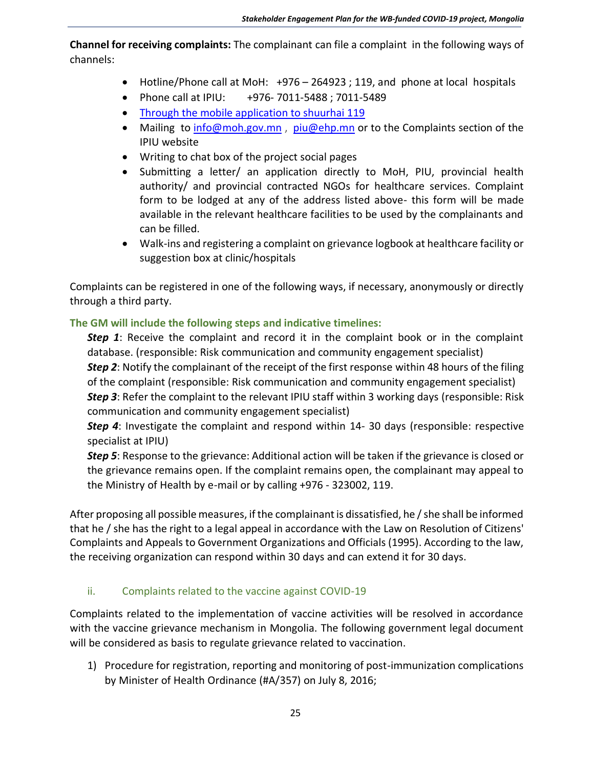**Channel for receiving complaints:** The complainant can file a complaint in the following ways of channels:

- Hotline/Phone call at MoH: +976 – 264923 ; 119, and phone at local hospitals
- Phone call at IPIU: +976- 7011-5488 ; 7011-5489
- Through the mobile application to shuurhai 119
- Mailing to info@moh.gov.mn , piu@ehp.mn or to the Complaints section of the IPIU website
- Writing to chat box of the project social pages
- Submitting a letter/ an application directly to MoH, PIU, provincial health authority/ and provincial contracted NGOs for healthcare services. Complaint form to be lodged at any of the address listed above- this form will be made available in the relevant healthcare facilities to be used by the complainants and can be filled.
- Walk-ins and registering a complaint on grievance logbook at healthcare facility or suggestion box at clinic/hospitals

Complaints can be registered in one of the following ways, if necessary, anonymously or directly through a third party.

**The GM will include the following steps and indicative timelines:**

***Step 1***: Receive the complaint and record it in the complaint book or in the complaint database. (responsible: Risk communication and community engagement specialist)

***Step 2***: Notify the complainant of the receipt of the first response within 48 hours of the filing of the complaint (responsible: Risk communication and community engagement specialist)

***Step 3***: Refer the complaint to the relevant IPIU staff within 3 working days (responsible: Risk communication and community engagement specialist)

***Step 4***: Investigate the complaint and respond within 14- 30 days (responsible: respective specialist at IPIU)

***Step 5***: Response to the grievance: Additional action will be taken if the grievance is closed or the grievance remains open. If the complaint remains open, the complainant may appeal to the Ministry of Health by e-mail or by calling +976 - 323002, 119.

After proposing all possible measures, if the complainant is dissatisfied, he / she shall be informed that he / she has the right to a legal appeal in accordance with the Law on Resolution of Citizens' Complaints and Appeals to Government Organizations and Officials (1995). According to the law, the receiving organization can respond within 30 days and can extend it for 30 days.

### ii. Complaints related to the vaccine against COVID-19

Complaints related to the implementation of vaccine activities will be resolved in accordance with the vaccine grievance mechanism in Mongolia. The following government legal document will be considered as basis to regulate grievance related to vaccination.

1) Procedure for registration, reporting and monitoring of post-immunization complications by Minister of Health Ordinance (#A/357) on July 8, 2016;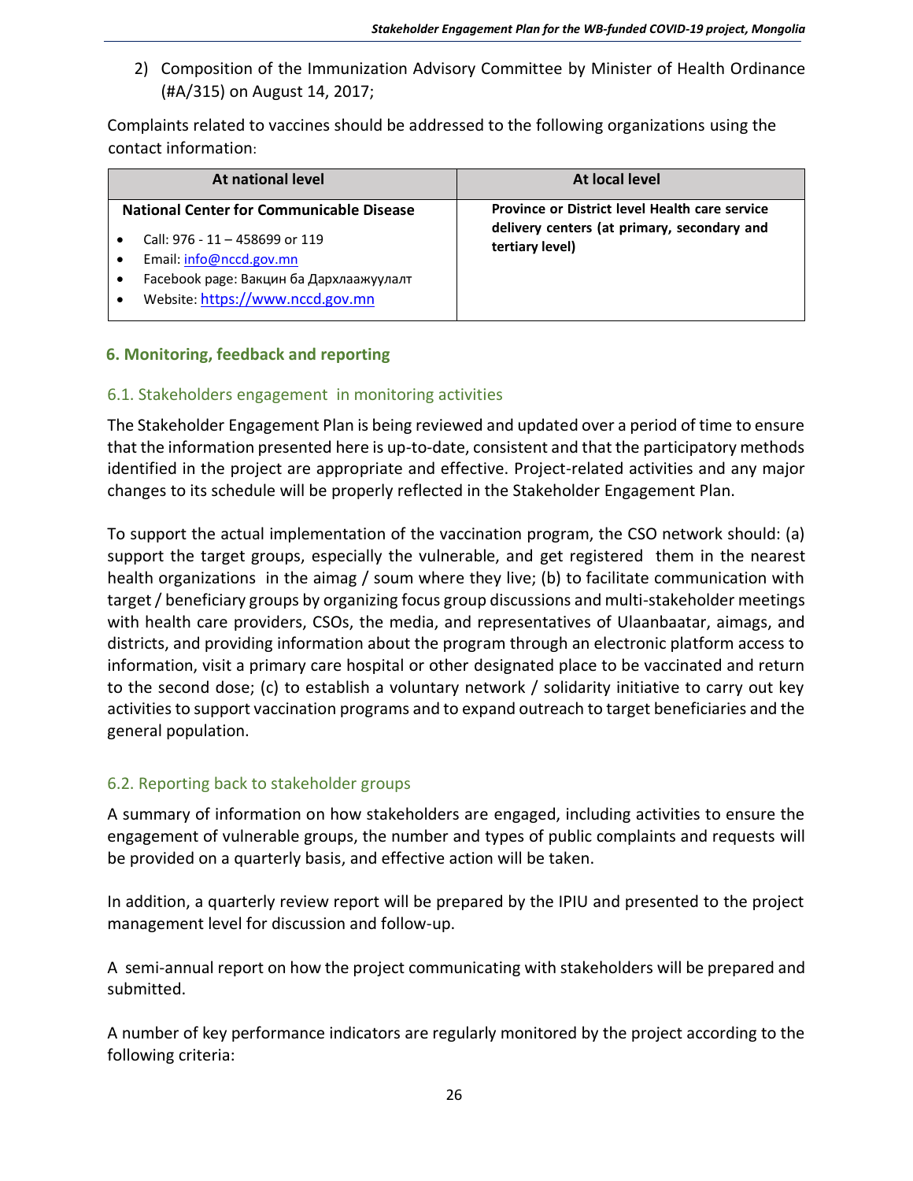2) Composition of the Immunization Advisory Committee by Minister of Health Ordinance (#A/315) on August 14, 2017;

Complaints related to vaccines should be addressed to the following organizations using the contact information:

| At national level | At local level |
|---|---|
| **National Center for Communicable Disease**<br>• Call: 976 - 11 – 458699 or 119<br>• Email: info@nccd.gov.mn<br>• Facebook page: Вакцин ба Дархлаажуулалт<br>• Website: https://www.nccd.gov.mn | **Province or District level Health care service delivery centers (at primary, secondary and tertiary level)** |

## 6. Monitoring, feedback and reporting

### 6.1. Stakeholders engagement in monitoring activities

The Stakeholder Engagement Plan is being reviewed and updated over a period of time to ensure that the information presented here is up-to-date, consistent and that the participatory methods identified in the project are appropriate and effective. Project-related activities and any major changes to its schedule will be properly reflected in the Stakeholder Engagement Plan.

To support the actual implementation of the vaccination program, the CSO network should: (a) support the target groups, especially the vulnerable, and get registered them in the nearest health organizations in the aimag / soum where they live; (b) to facilitate communication with target / beneficiary groups by organizing focus group discussions and multi-stakeholder meetings with health care providers, CSOs, the media, and representatives of Ulaanbaatar, aimags, and districts, and providing information about the program through an electronic platform access to information, visit a primary care hospital or other designated place to be vaccinated and return to the second dose; (c) to establish a voluntary network / solidarity initiative to carry out key activities to support vaccination programs and to expand outreach to target beneficiaries and the general population.

### 6.2. Reporting back to stakeholder groups

A summary of information on how stakeholders are engaged, including activities to ensure the engagement of vulnerable groups, the number and types of public complaints and requests will be provided on a quarterly basis, and effective action will be taken.

In addition, a quarterly review report will be prepared by the IPIU and presented to the project management level for discussion and follow-up.

A semi-annual report on how the project communicating with stakeholders will be prepared and submitted.

A number of key performance indicators are regularly monitored by the project according to the following criteria: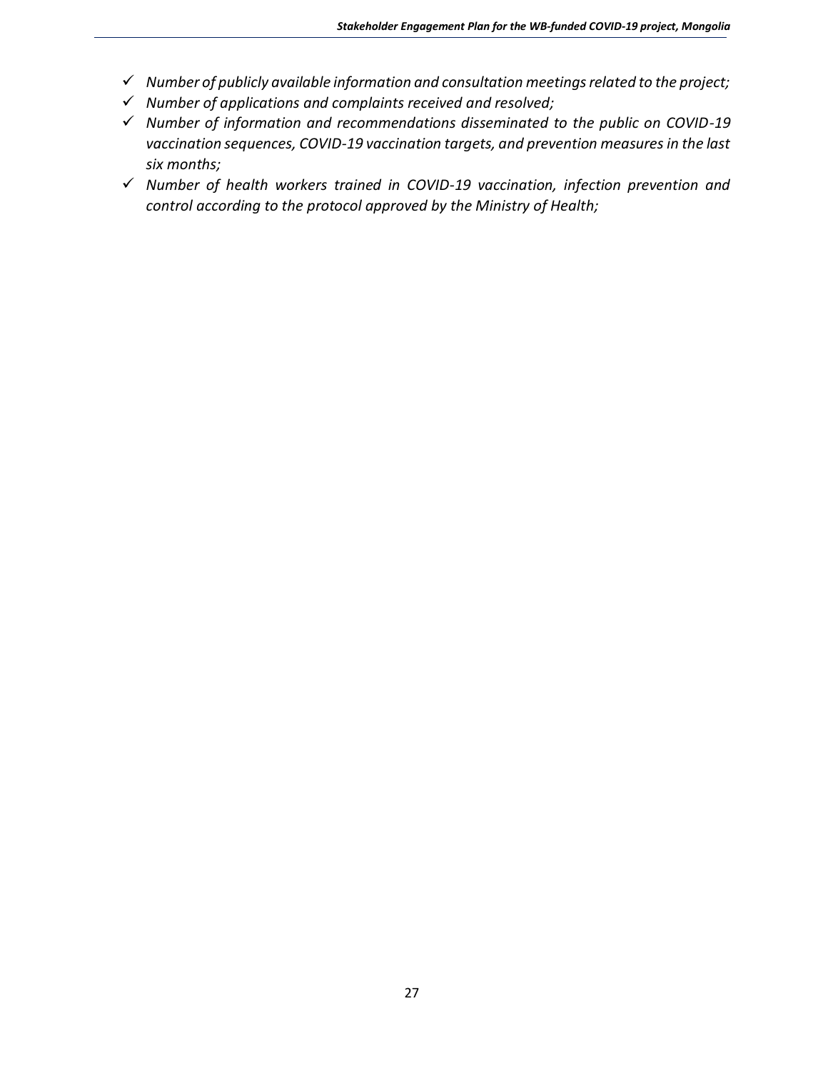- ✓ *Number of publicly available information and consultation meetings related to the project;*
- ✓ *Number of applications and complaints received and resolved;*
- ✓ *Number of information and recommendations disseminated to the public on COVID-19 vaccination sequences, COVID-19 vaccination targets, and prevention measures in the last six months;*
- ✓ *Number of health workers trained in COVID-19 vaccination, infection prevention and control according to the protocol approved by the Ministry of Health;*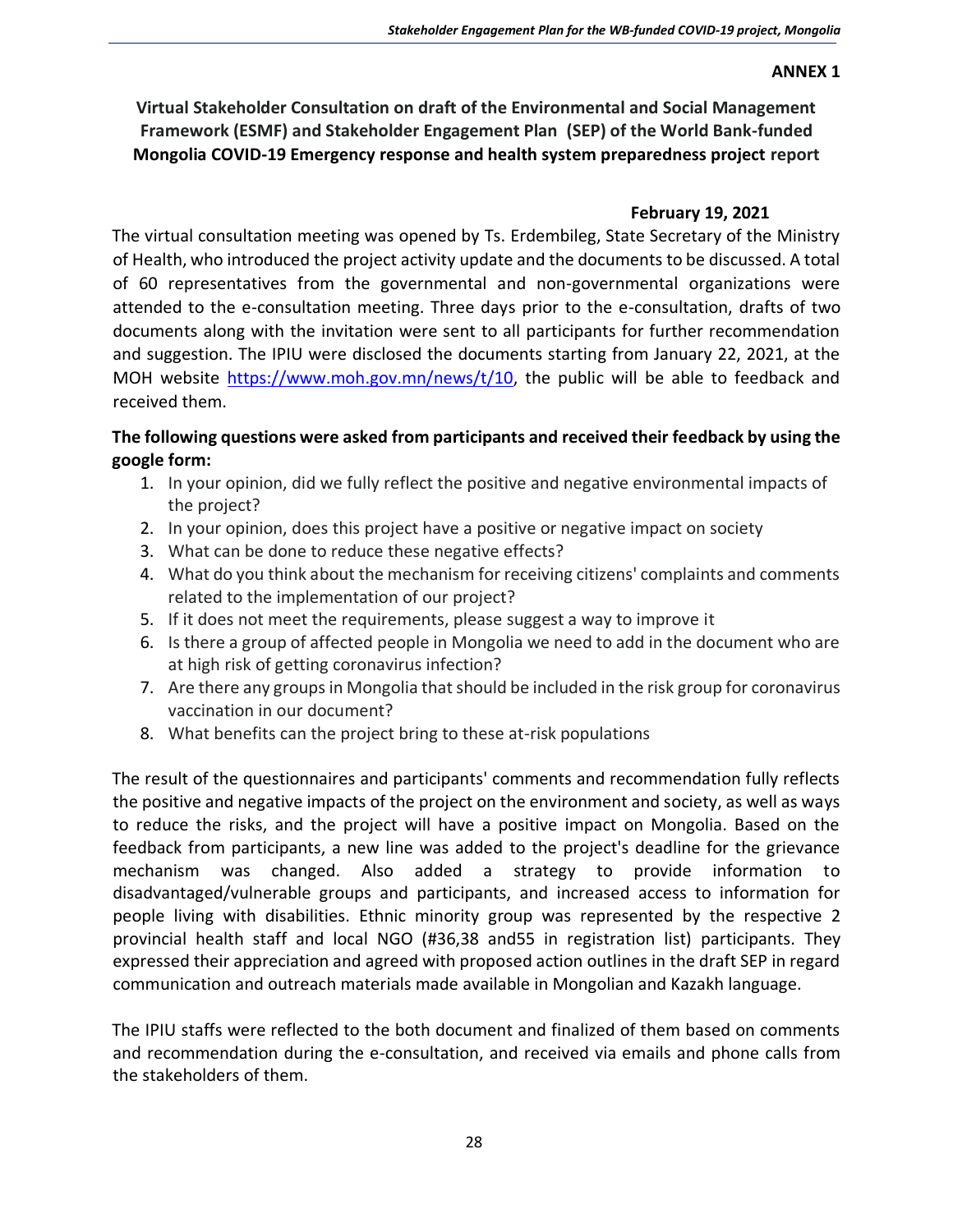**ANNEX 1**

## Virtual Stakeholder Consultation on draft of the Environmental and Social Management Framework (ESMF) and Stakeholder Engagement Plan (SEP) of the World Bank-funded Mongolia COVID-19 Emergency response and health system preparedness project report

**February 19, 2021**

The virtual consultation meeting was opened by Ts. Erdembileg, State Secretary of the Ministry of Health, who introduced the project activity update and the documents to be discussed. A total of 60 representatives from the governmental and non-governmental organizations were attended to the e-consultation meeting. Three days prior to the e-consultation, drafts of two documents along with the invitation were sent to all participants for further recommendation and suggestion. The IPIU were disclosed the documents starting from January 22, 2021, at the MOH website https://www.moh.gov.mn/news/t/10, the public will be able to feedback and received them.

**The following questions were asked from participants and received their feedback by using the google form:**

1. In your opinion, did we fully reflect the positive and negative environmental impacts of the project?
2. In your opinion, does this project have a positive or negative impact on society
3. What can be done to reduce these negative effects?
4. What do you think about the mechanism for receiving citizens' complaints and comments related to the implementation of our project?
5. If it does not meet the requirements, please suggest a way to improve it
6. Is there a group of affected people in Mongolia we need to add in the document who are at high risk of getting coronavirus infection?
7. Are there any groups in Mongolia that should be included in the risk group for coronavirus vaccination in our document?
8. What benefits can the project bring to these at-risk populations

The result of the questionnaires and participants' comments and recommendation fully reflects the positive and negative impacts of the project on the environment and society, as well as ways to reduce the risks, and the project will have a positive impact on Mongolia. Based on the feedback from participants, a new line was added to the project's deadline for the grievance mechanism was changed. Also added a strategy to provide information to disadvantaged/vulnerable groups and participants, and increased access to information for people living with disabilities. Ethnic minority group was represented by the respective 2 provincial health staff and local NGO (#36,38 and55 in registration list) participants. They expressed their appreciation and agreed with proposed action outlines in the draft SEP in regard communication and outreach materials made available in Mongolian and Kazakh language.

The IPIU staffs were reflected to the both document and finalized of them based on comments and recommendation during the e-consultation, and received via emails and phone calls from the stakeholders of them.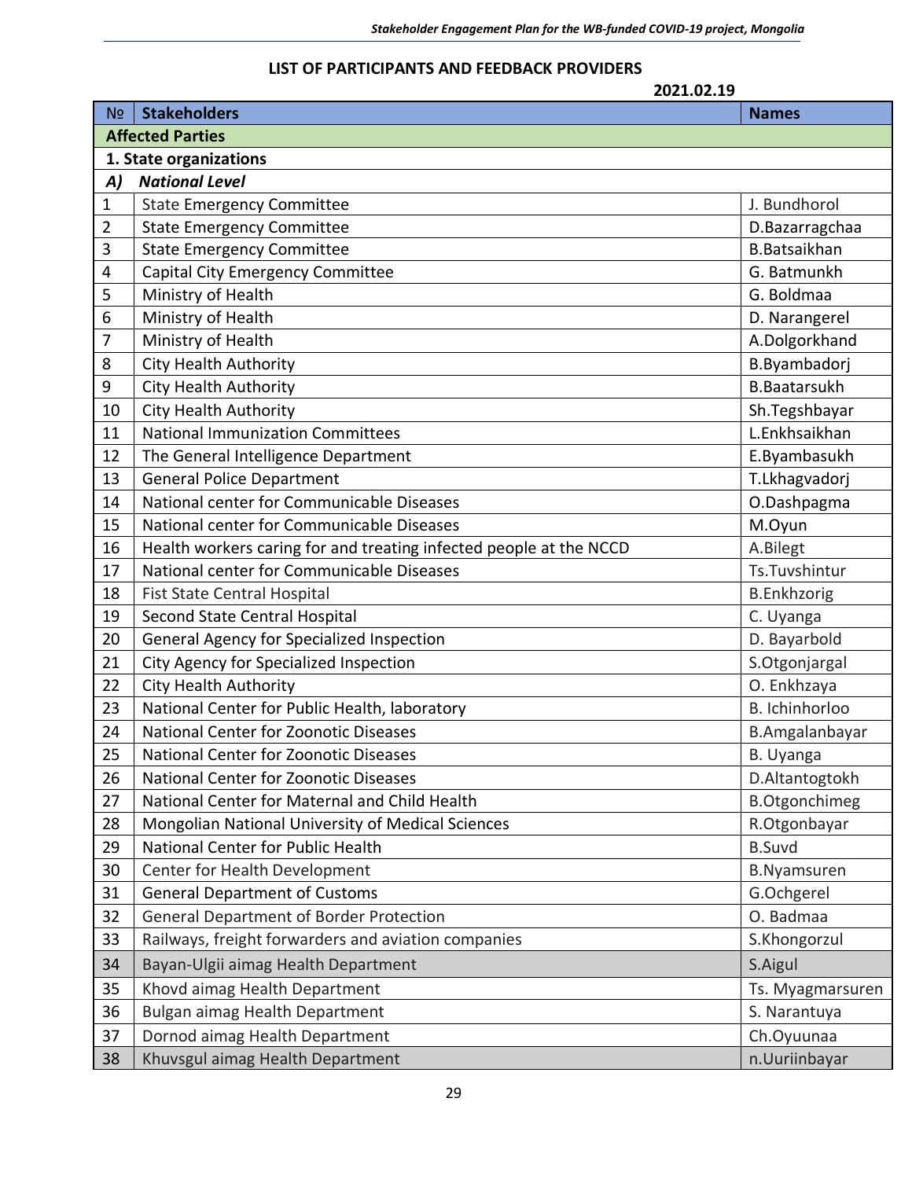## LIST OF PARTICIPANTS AND FEEDBACK PROVIDERS

**2021.02.19**

| № | Stakeholders | Names |
|---|---|---|
| **Affected Parties** | | |
| **1. State organizations** | | |
| ***A)*** | ***National Level*** | |
| 1 | State Emergency Committee | J. Bundhorol |
| 2 | State Emergency Committee | D.Bazarragchaa |
| 3 | State Emergency Committee | B.Batsaikhan |
| 4 | Capital City Emergency Committee | G. Batmunkh |
| 5 | Ministry of Health | G. Boldmaa |
| 6 | Ministry of Health | D. Narangerel |
| 7 | Ministry of Health | A.Dolgorkhand |
| 8 | City Health Authority | B.Byambadorj |
| 9 | City Health Authority | B.Baatarsukh |
| 10 | City Health Authority | Sh.Tegshbayar |
| 11 | National Immunization Committees | L.Enkhsaikhan |
| 12 | The General Intelligence Department | E.Byambasukh |
| 13 | General Police Department | T.Lkhagvadorj |
| 14 | National center for Communicable Diseases | O.Dashpagma |
| 15 | National center for Communicable Diseases | M.Oyun |
| 16 | Health workers caring for and treating infected people at the NCCD | A.Bilegt |
| 17 | National center for Communicable Diseases | Ts.Tuvshintur |
| 18 | Fist State Central Hospital | B.Enkhzorig |
| 19 | Second State Central Hospital | C. Uyanga |
| 20 | General Agency for Specialized Inspection | D. Bayarbold |
| 21 | City Agency for Specialized Inspection | S.Otgonjargal |
| 22 | City Health Authority | O. Enkhzaya |
| 23 | National Center for Public Health, laboratory | B. Ichinhorloo |
| 24 | National Center for Zoonotic Diseases | B.Amgalanbayar |
| 25 | National Center for Zoonotic Diseases | B. Uyanga |
| 26 | National Center for Zoonotic Diseases | D.Altantogtokh |
| 27 | National Center for Maternal and Child Health | B.Otgonchimeg |
| 28 | Mongolian National University of Medical Sciences | R.Otgonbayar |
| 29 | National Center for Public Health | B.Suvd |
| 30 | Center for Health Development | B.Nyamsuren |
| 31 | General Department of Customs | G.Ochgerel |
| 32 | General Department of Border Protection | O. Badmaa |
| 33 | Railways, freight forwarders and aviation companies | S.Khongorzul |
| 34 | Bayan-Ulgii aimag Health Department | S.Aigul |
| 35 | Khovd aimag Health Department | Ts. Myagmarsuren |
| 36 | Bulgan aimag Health Department | S. Narantuya |
| 37 | Dornod aimag Health Department | Ch.Oyuunaa |
| 38 | Khuvsgul aimag Health Department | n.Uuriinbayar |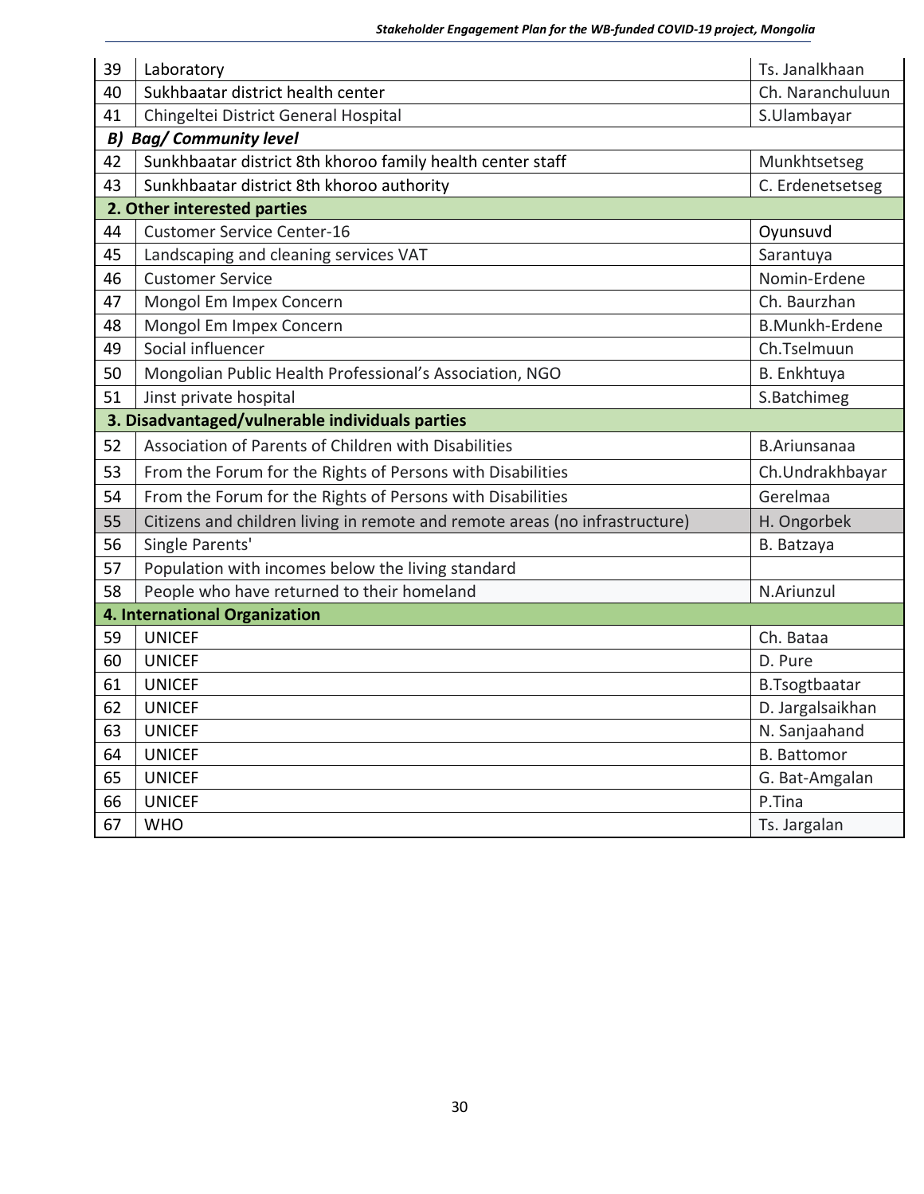| | | |
|---|---|---|
| 39 | Laboratory | Ts. Janalkhaan |
| 40 | Sukhbaatar district health center | Ch. Naranchuluun |
| 41 | Chingeltei District General Hospital | S.Ulambayar |
| ***B) Bag/ Community level*** | | |
| 42 | Sunkhbaatar district 8th khoroo family health center staff | Munkhtsetseg |
| 43 | Sunkhbaatar district 8th khoroo authority | C. Erdenetsetseg |
| **2. Other interested parties** | | |
| 44 | Customer Service Center-16 | Oyunsuvd |
| 45 | Landscaping and cleaning services VAT | Sarantuya |
| 46 | Customer Service | Nomin-Erdene |
| 47 | Mongol Em Impex Concern | Ch. Baurzhan |
| 48 | Mongol Em Impex Concern | B.Munkh-Erdene |
| 49 | Social influencer | Ch.Tselmuun |
| 50 | Mongolian Public Health Professional's Association, NGO | B. Enkhtuya |
| 51 | Jinst private hospital | S.Batchimeg |
| **3. Disadvantaged/vulnerable individuals parties** | | |
| 52 | Association of Parents of Children with Disabilities | B.Ariunsanaa |
| 53 | From the Forum for the Rights of Persons with Disabilities | Ch.Undrakhbayar |
| 54 | From the Forum for the Rights of Persons with Disabilities | Gerelmaa |
| 55 | Citizens and children living in remote and remote areas (no infrastructure) | H. Ongorbek |
| 56 | Single Parents' | B. Batzaya |
| 57 | Population with incomes below the living standard | |
| 58 | People who have returned to their homeland | N.Ariunzul |
| **4. International Organization** | | |
| 59 | UNICEF | Ch. Bataa |
| 60 | UNICEF | D. Pure |
| 61 | UNICEF | B.Tsogtbaatar |
| 62 | UNICEF | D. Jargalsaikhan |
| 63 | UNICEF | N. Sanjaahand |
| 64 | UNICEF | B. Battomor |
| 65 | UNICEF | G. Bat-Amgalan |
| 66 | UNICEF | P.Tina |
| 67 | WHO | Ts. Jargalan |